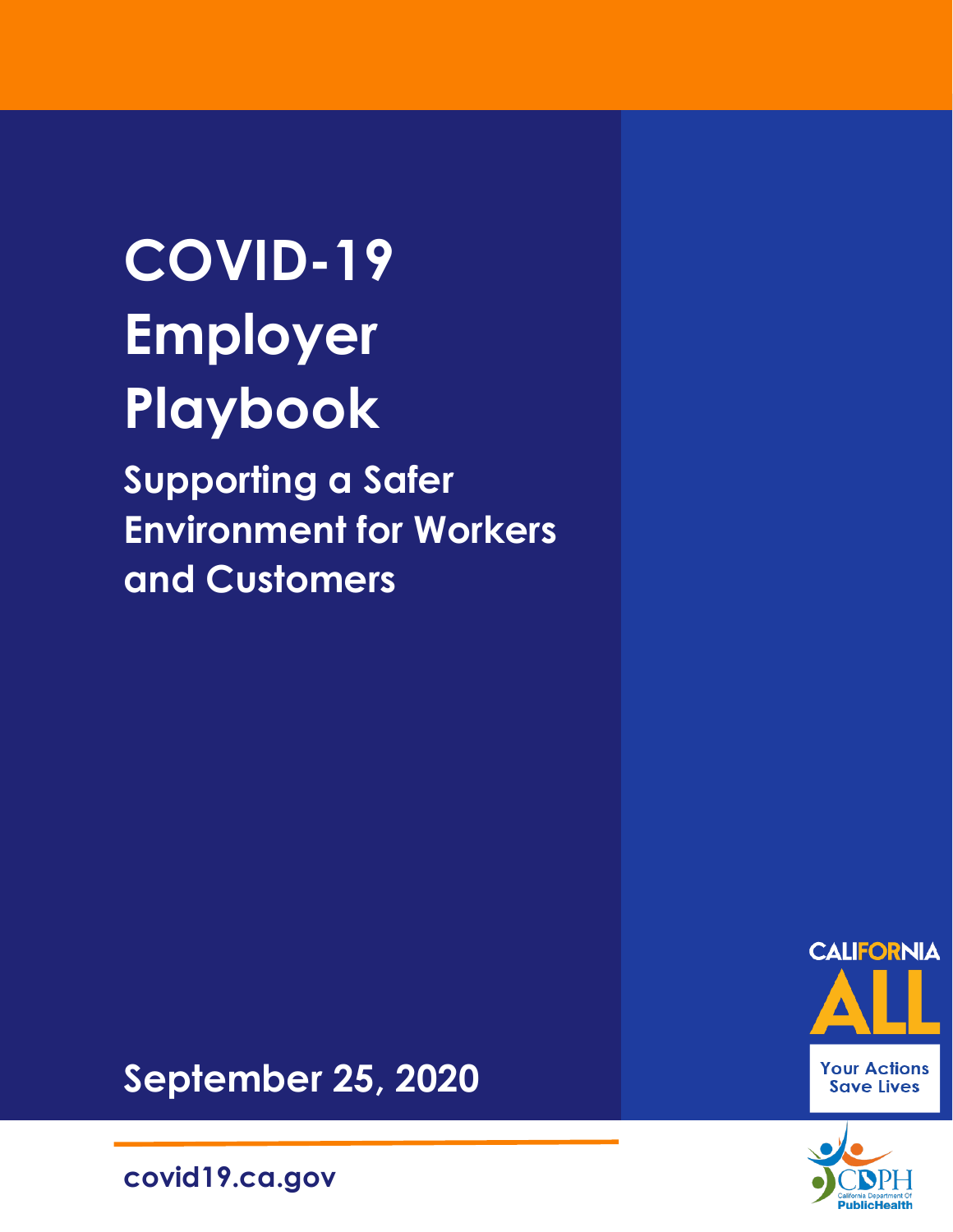# COVID-19 Employer Playbook

## Supporting a Safer Environment for Workers and Customers

**September 25, 2020**

covid19.ca.gov

CALIFORNIA ALL

Your Actions Save Lives

CDPH California Department Of Public Health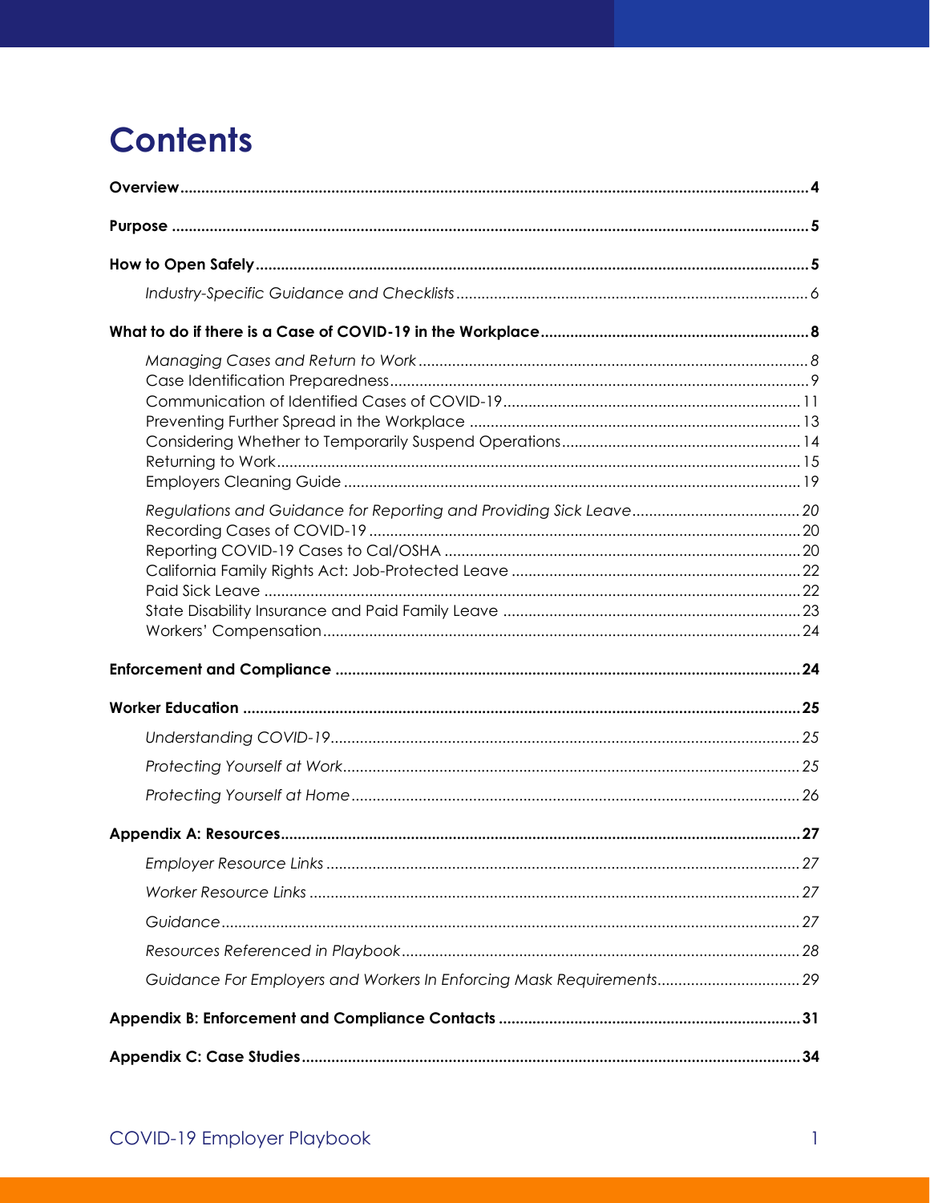# Contents

**Overview** .... **4**

**Purpose** .... **5**

**How to Open Safely** .... **5**

- *Industry-Specific Guidance and Checklists* .... *6*

**What to do if there is a Case of COVID-19 in the Workplace** .... **8**

- *Managing Cases and Return to Work* .... *8*
  - Case Identification Preparedness .... 9
  - Communication of Identified Cases of COVID-19 .... 11
  - Preventing Further Spread in the Workplace .... 13
  - Considering Whether to Temporarily Suspend Operations .... 14
  - Returning to Work .... 15
  - Employers Cleaning Guide .... 19
- *Regulations and Guidance for Reporting and Providing Sick Leave* .... *20*
  - Recording Cases of COVID-19 .... 20
  - Reporting COVID-19 Cases to Cal/OSHA .... 20
  - California Family Rights Act: Job-Protected Leave .... 22
  - Paid Sick Leave .... 22
  - State Disability Insurance and Paid Family Leave .... 23
  - Workers' Compensation .... 24

**Enforcement and Compliance** .... **24**

**Worker Education** .... **25**

- *Understanding COVID-19* .... *25*
- *Protecting Yourself at Work* .... *25*
- *Protecting Yourself at Home* .... *26*

**Appendix A: Resources** .... **27**

- *Employer Resource Links* .... *27*
- *Worker Resource Links* .... *27*
- *Guidance* .... *27*
- *Resources Referenced in Playbook* .... *28*
- *Guidance For Employers and Workers In Enforcing Mask Requirements* .... *29*

**Appendix B: Enforcement and Compliance Contacts** .... **31**

**Appendix C: Case Studies** .... **34**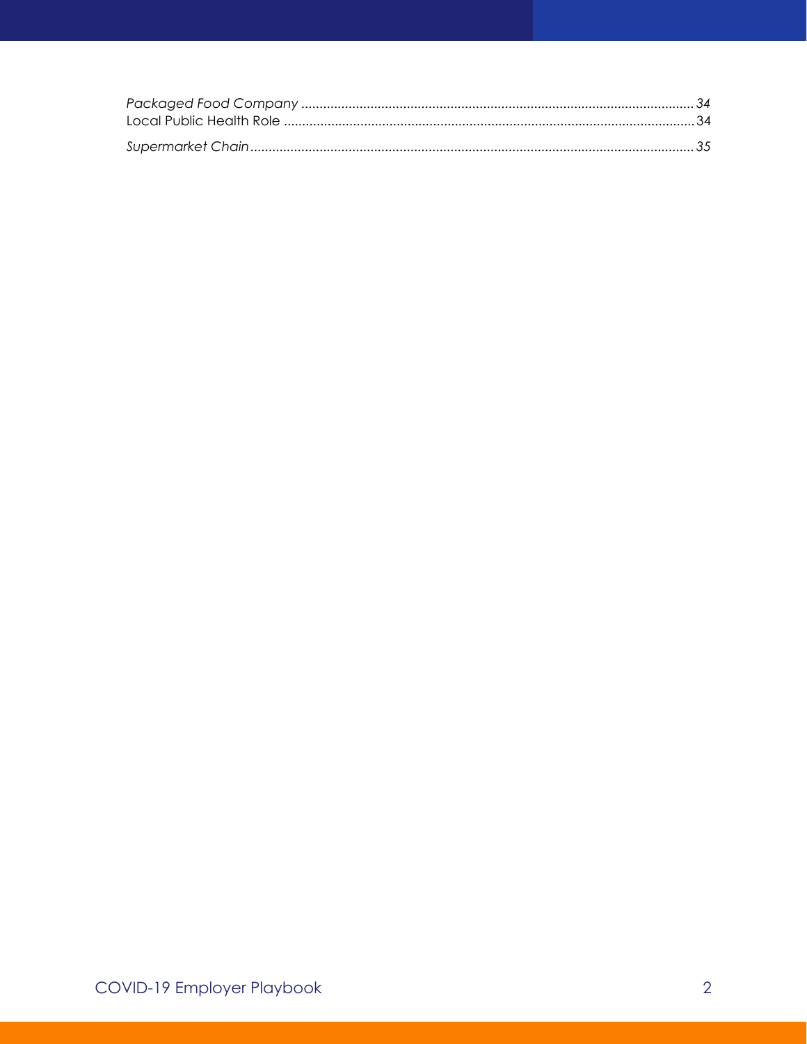*Packaged Food Company* .......................................................................................................... *34*
Local Public Health Role .............................................................................................................. 34

*Supermarket Chain* ...................................................................................................................... *35*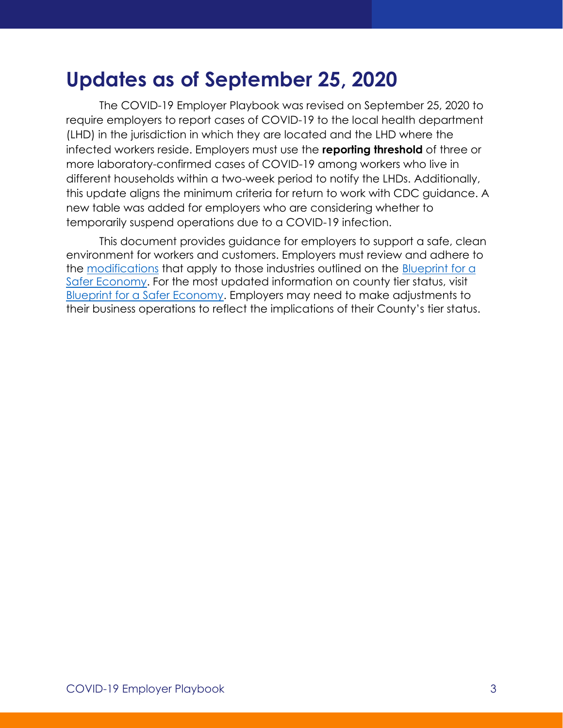# Updates as of September 25, 2020

The COVID-19 Employer Playbook was revised on September 25, 2020 to require employers to report cases of COVID-19 to the local health department (LHD) in the jurisdiction in which they are located and the LHD where the infected workers reside. Employers must use the **reporting threshold** of three or more laboratory-confirmed cases of COVID-19 among workers who live in different households within a two-week period to notify the LHDs. Additionally, this update aligns the minimum criteria for return to work with CDC guidance. A new table was added for employers who are considering whether to temporarily suspend operations due to a COVID-19 infection.

This document provides guidance for employers to support a safe, clean environment for workers and customers. Employers must review and adhere to the modifications that apply to those industries outlined on the Blueprint for a Safer Economy. For the most updated information on county tier status, visit Blueprint for a Safer Economy. Employers may need to make adjustments to their business operations to reflect the implications of their County's tier status.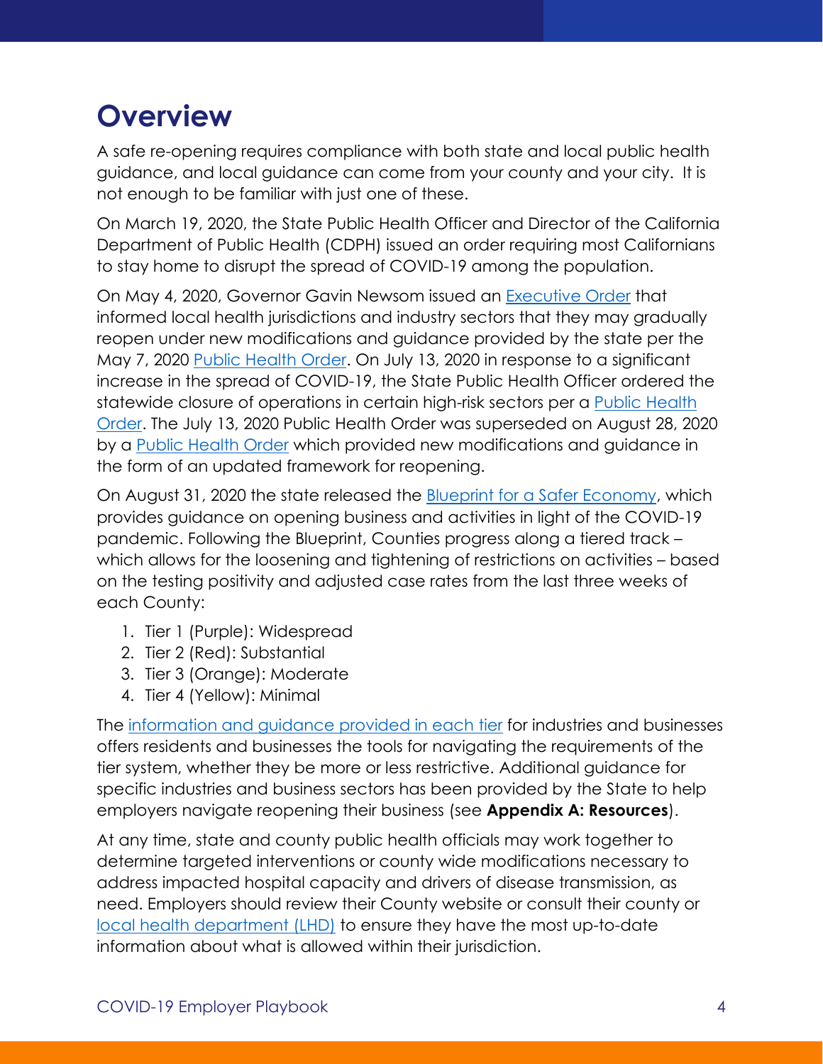# Overview

A safe re-opening requires compliance with both state and local public health guidance, and local guidance can come from your county and your city. It is not enough to be familiar with just one of these.

On March 19, 2020, the State Public Health Officer and Director of the California Department of Public Health (CDPH) issued an order requiring most Californians to stay home to disrupt the spread of COVID-19 among the population.

On May 4, 2020, Governor Gavin Newsom issued an Executive Order that informed local health jurisdictions and industry sectors that they may gradually reopen under new modifications and guidance provided by the state per the May 7, 2020 Public Health Order. On July 13, 2020 in response to a significant increase in the spread of COVID-19, the State Public Health Officer ordered the statewide closure of operations in certain high-risk sectors per a Public Health Order. The July 13, 2020 Public Health Order was superseded on August 28, 2020 by a Public Health Order which provided new modifications and guidance in the form of an updated framework for reopening.

On August 31, 2020 the state released the Blueprint for a Safer Economy, which provides guidance on opening business and activities in light of the COVID-19 pandemic. Following the Blueprint, Counties progress along a tiered track – which allows for the loosening and tightening of restrictions on activities – based on the testing positivity and adjusted case rates from the last three weeks of each County:

1. Tier 1 (Purple): Widespread
2. Tier 2 (Red): Substantial
3. Tier 3 (Orange): Moderate
4. Tier 4 (Yellow): Minimal

The information and guidance provided in each tier for industries and businesses offers residents and businesses the tools for navigating the requirements of the tier system, whether they be more or less restrictive. Additional guidance for specific industries and business sectors has been provided by the State to help employers navigate reopening their business (see **Appendix A: Resources**).

At any time, state and county public health officials may work together to determine targeted interventions or county wide modifications necessary to address impacted hospital capacity and drivers of disease transmission, as need. Employers should review their County website or consult their county or local health department (LHD) to ensure they have the most up-to-date information about what is allowed within their jurisdiction.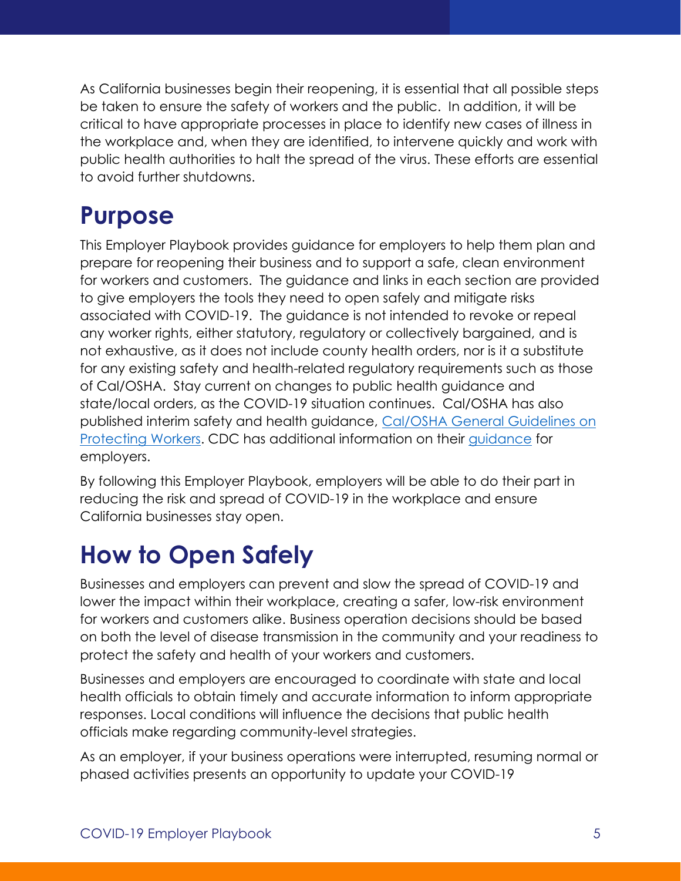As California businesses begin their reopening, it is essential that all possible steps be taken to ensure the safety of workers and the public. In addition, it will be critical to have appropriate processes in place to identify new cases of illness in the workplace and, when they are identified, to intervene quickly and work with public health authorities to halt the spread of the virus. These efforts are essential to avoid further shutdowns.

## Purpose

This Employer Playbook provides guidance for employers to help them plan and prepare for reopening their business and to support a safe, clean environment for workers and customers. The guidance and links in each section are provided to give employers the tools they need to open safely and mitigate risks associated with COVID-19. The guidance is not intended to revoke or repeal any worker rights, either statutory, regulatory or collectively bargained, and is not exhaustive, as it does not include county health orders, nor is it a substitute for any existing safety and health-related regulatory requirements such as those of Cal/OSHA. Stay current on changes to public health guidance and state/local orders, as the COVID-19 situation continues. Cal/OSHA has also published interim safety and health guidance, Cal/OSHA General Guidelines on Protecting Workers. CDC has additional information on their guidance for employers.

By following this Employer Playbook, employers will be able to do their part in reducing the risk and spread of COVID-19 in the workplace and ensure California businesses stay open.

## How to Open Safely

Businesses and employers can prevent and slow the spread of COVID-19 and lower the impact within their workplace, creating a safer, low-risk environment for workers and customers alike. Business operation decisions should be based on both the level of disease transmission in the community and your readiness to protect the safety and health of your workers and customers.

Businesses and employers are encouraged to coordinate with state and local health officials to obtain timely and accurate information to inform appropriate responses. Local conditions will influence the decisions that public health officials make regarding community-level strategies.

As an employer, if your business operations were interrupted, resuming normal or phased activities presents an opportunity to update your COVID-19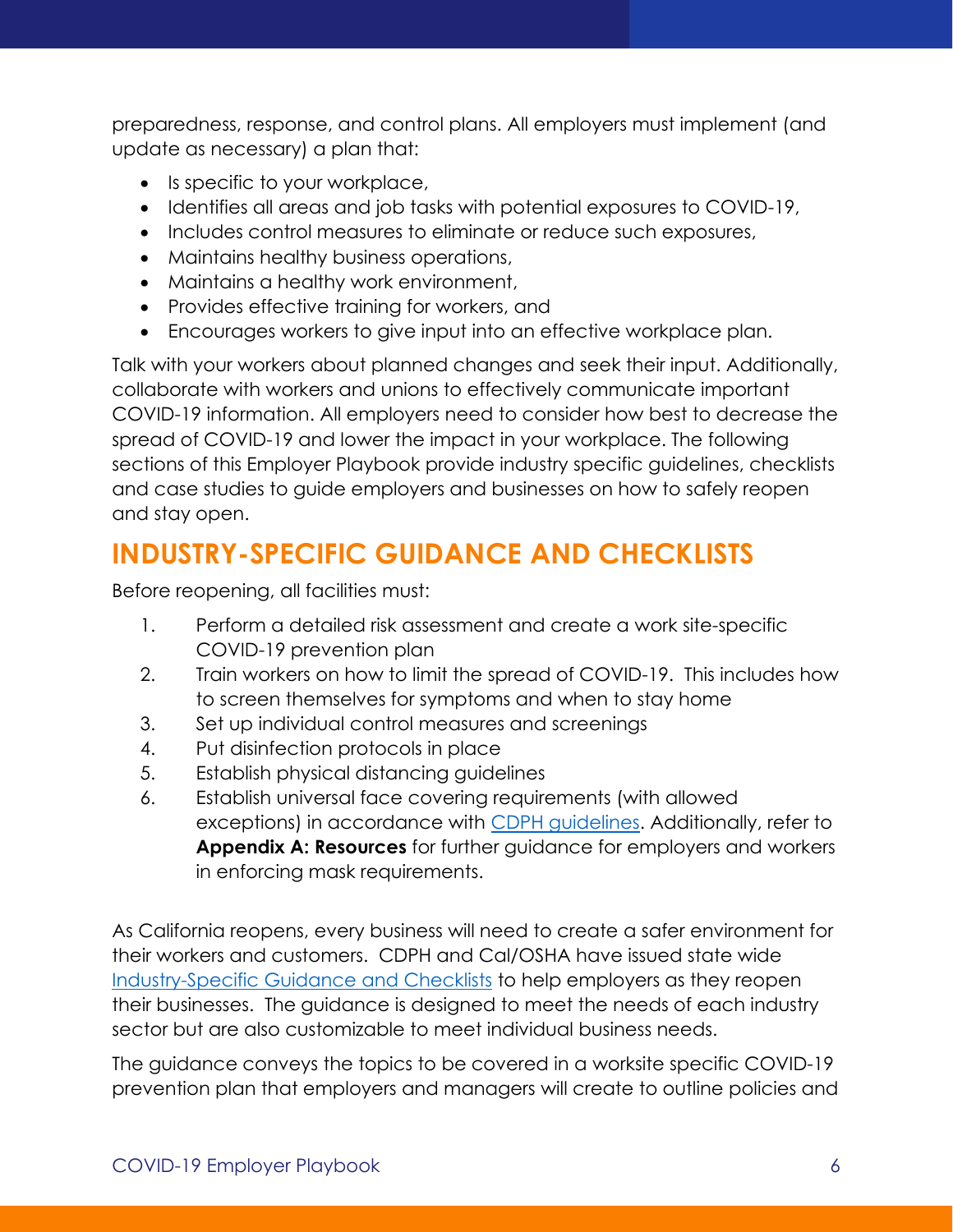preparedness, response, and control plans. All employers must implement (and update as necessary) a plan that:

- Is specific to your workplace,
- Identifies all areas and job tasks with potential exposures to COVID-19,
- Includes control measures to eliminate or reduce such exposures,
- Maintains healthy business operations,
- Maintains a healthy work environment,
- Provides effective training for workers, and
- Encourages workers to give input into an effective workplace plan.

Talk with your workers about planned changes and seek their input. Additionally, collaborate with workers and unions to effectively communicate important COVID-19 information. All employers need to consider how best to decrease the spread of COVID-19 and lower the impact in your workplace. The following sections of this Employer Playbook provide industry specific guidelines, checklists and case studies to guide employers and businesses on how to safely reopen and stay open.

## INDUSTRY-SPECIFIC GUIDANCE AND CHECKLISTS

Before reopening, all facilities must:

1. Perform a detailed risk assessment and create a work site-specific COVID-19 prevention plan
2. Train workers on how to limit the spread of COVID-19. This includes how to screen themselves for symptoms and when to stay home
3. Set up individual control measures and screenings
4. Put disinfection protocols in place
5. Establish physical distancing guidelines
6. Establish universal face covering requirements (with allowed exceptions) in accordance with CDPH guidelines. Additionally, refer to **Appendix A: Resources** for further guidance for employers and workers in enforcing mask requirements.

As California reopens, every business will need to create a safer environment for their workers and customers. CDPH and Cal/OSHA have issued state wide Industry-Specific Guidance and Checklists to help employers as they reopen their businesses. The guidance is designed to meet the needs of each industry sector but are also customizable to meet individual business needs.

The guidance conveys the topics to be covered in a worksite specific COVID-19 prevention plan that employers and managers will create to outline policies and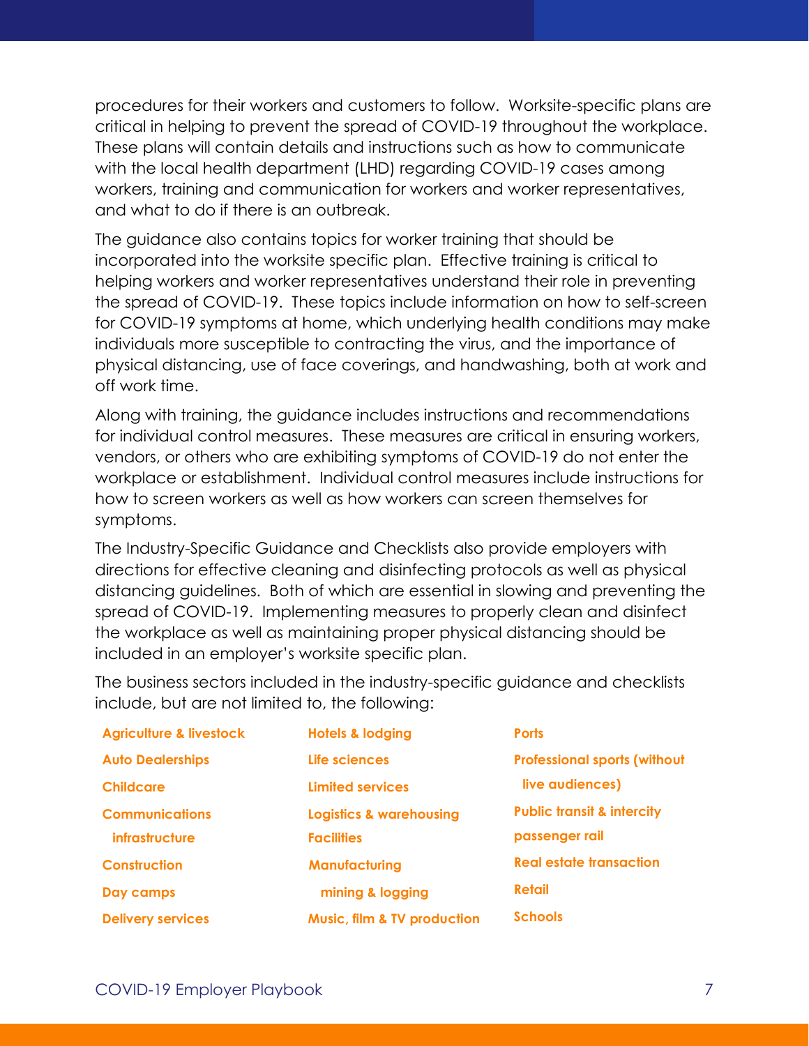procedures for their workers and customers to follow. Worksite-specific plans are critical in helping to prevent the spread of COVID-19 throughout the workplace. These plans will contain details and instructions such as how to communicate with the local health department (LHD) regarding COVID-19 cases among workers, training and communication for workers and worker representatives, and what to do if there is an outbreak.

The guidance also contains topics for worker training that should be incorporated into the worksite specific plan. Effective training is critical to helping workers and worker representatives understand their role in preventing the spread of COVID-19. These topics include information on how to self-screen for COVID-19 symptoms at home, which underlying health conditions may make individuals more susceptible to contracting the virus, and the importance of physical distancing, use of face coverings, and handwashing, both at work and off work time.

Along with training, the guidance includes instructions and recommendations for individual control measures. These measures are critical in ensuring workers, vendors, or others who are exhibiting symptoms of COVID-19 do not enter the workplace or establishment. Individual control measures include instructions for how to screen workers as well as how workers can screen themselves for symptoms.

The Industry-Specific Guidance and Checklists also provide employers with directions for effective cleaning and disinfecting protocols as well as physical distancing guidelines. Both of which are essential in slowing and preventing the spread of COVID-19. Implementing measures to properly clean and disinfect the workplace as well as maintaining proper physical distancing should be included in an employer's worksite specific plan.

The business sectors included in the industry-specific guidance and checklists include, but are not limited to, the following:

- **Agriculture & livestock**
- **Auto Dealerships**
- **Childcare**
- **Communications infrastructure**
- **Construction**
- **Day camps**
- **Delivery services**
- **Hotels & lodging**
- **Life sciences**
- **Limited services**
- **Logistics & warehousing Facilities**
- **Manufacturing mining & logging**
- **Music, film & TV production**
- **Ports**
- **Professional sports (without live audiences)**
- **Public transit & intercity passenger rail**
- **Real estate transaction**
- **Retail**
- **Schools**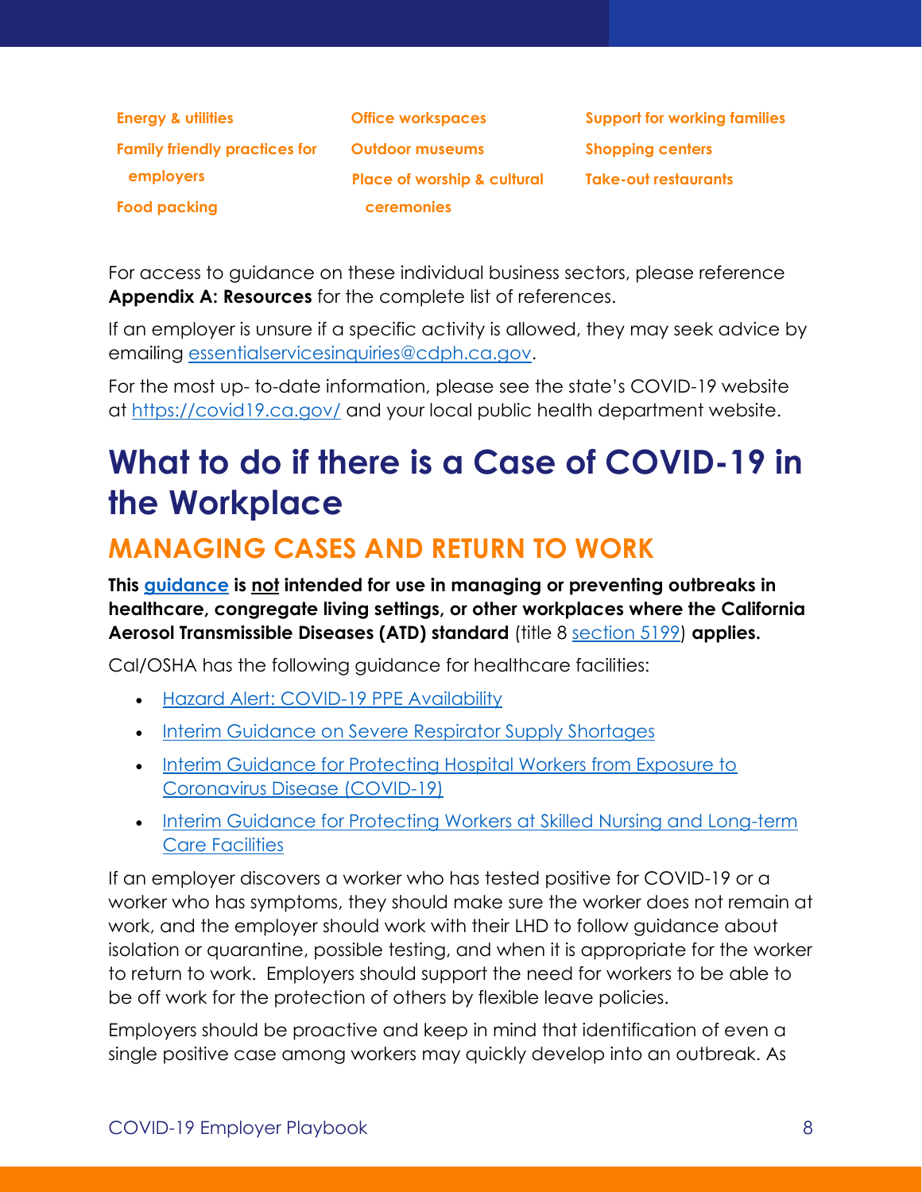- Energy & utilities
- Family friendly practices for employers
- Food packing
- Office workspaces
- Outdoor museums
- Place of worship & cultural ceremonies
- Support for working families
- Shopping centers
- Take-out restaurants

For access to guidance on these individual business sectors, please reference **Appendix A: Resources** for the complete list of references.

If an employer is unsure if a specific activity is allowed, they may seek advice by emailing essentialservicesinquiries@cdph.ca.gov.

For the most up- to-date information, please see the state's COVID-19 website at https://covid19.ca.gov/ and your local public health department website.

# What to do if there is a Case of COVID-19 in the Workplace

## MANAGING CASES AND RETURN TO WORK

**This guidance is not intended for use in managing or preventing outbreaks in healthcare, congregate living settings, or other workplaces where the California Aerosol Transmissible Diseases (ATD) standard** (title 8 section 5199) **applies.**

Cal/OSHA has the following guidance for healthcare facilities:

- Hazard Alert: COVID-19 PPE Availability
- Interim Guidance on Severe Respirator Supply Shortages
- Interim Guidance for Protecting Hospital Workers from Exposure to Coronavirus Disease (COVID-19)
- Interim Guidance for Protecting Workers at Skilled Nursing and Long-term Care Facilities

If an employer discovers a worker who has tested positive for COVID-19 or a worker who has symptoms, they should make sure the worker does not remain at work, and the employer should work with their LHD to follow guidance about isolation or quarantine, possible testing, and when it is appropriate for the worker to return to work. Employers should support the need for workers to be able to be off work for the protection of others by flexible leave policies.

Employers should be proactive and keep in mind that identification of even a single positive case among workers may quickly develop into an outbreak. As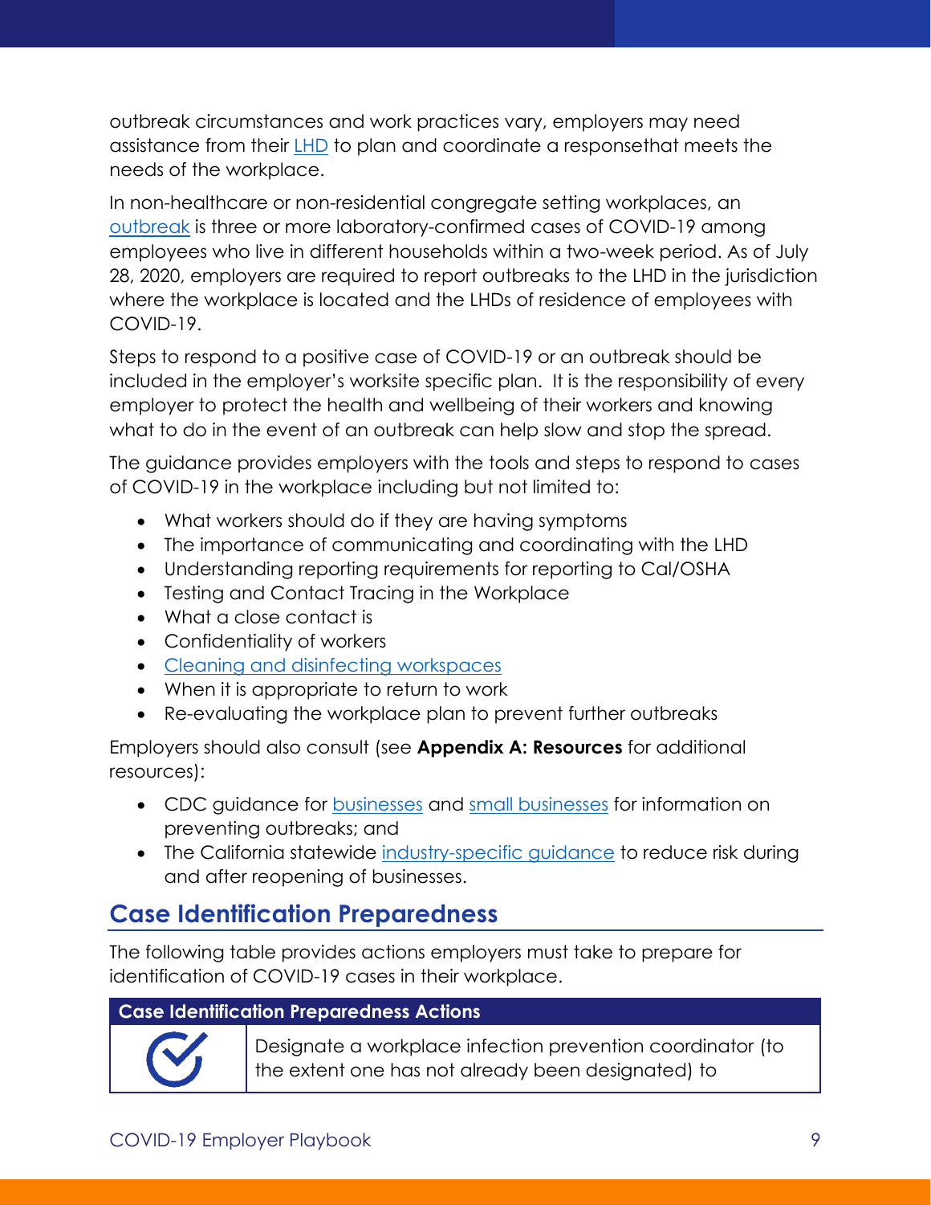outbreak circumstances and work practices vary, employers may need assistance from their LHD to plan and coordinate a responsethat meets the needs of the workplace.

In non-healthcare or non-residential congregate setting workplaces, an outbreak is three or more laboratory-confirmed cases of COVID-19 among employees who live in different households within a two-week period. As of July 28, 2020, employers are required to report outbreaks to the LHD in the jurisdiction where the workplace is located and the LHDs of residence of employees with COVID-19.

Steps to respond to a positive case of COVID-19 or an outbreak should be included in the employer's worksite specific plan. It is the responsibility of every employer to protect the health and wellbeing of their workers and knowing what to do in the event of an outbreak can help slow and stop the spread.

The guidance provides employers with the tools and steps to respond to cases of COVID-19 in the workplace including but not limited to:

- What workers should do if they are having symptoms
- The importance of communicating and coordinating with the LHD
- Understanding reporting requirements for reporting to Cal/OSHA
- Testing and Contact Tracing in the Workplace
- What a close contact is
- Confidentiality of workers
- Cleaning and disinfecting workspaces
- When it is appropriate to return to work
- Re-evaluating the workplace plan to prevent further outbreaks

Employers should also consult (see **Appendix A: Resources** for additional resources):

- CDC guidance for businesses and small businesses for information on preventing outbreaks; and
- The California statewide industry-specific guidance to reduce risk during and after reopening of businesses.

## Case Identification Preparedness

The following table provides actions employers must take to prepare for identification of COVID-19 cases in their workplace.

| Case Identification Preparedness Actions | |
| --- | --- |
| ✓ | Designate a workplace infection prevention coordinator (to the extent one has not already been designated) to |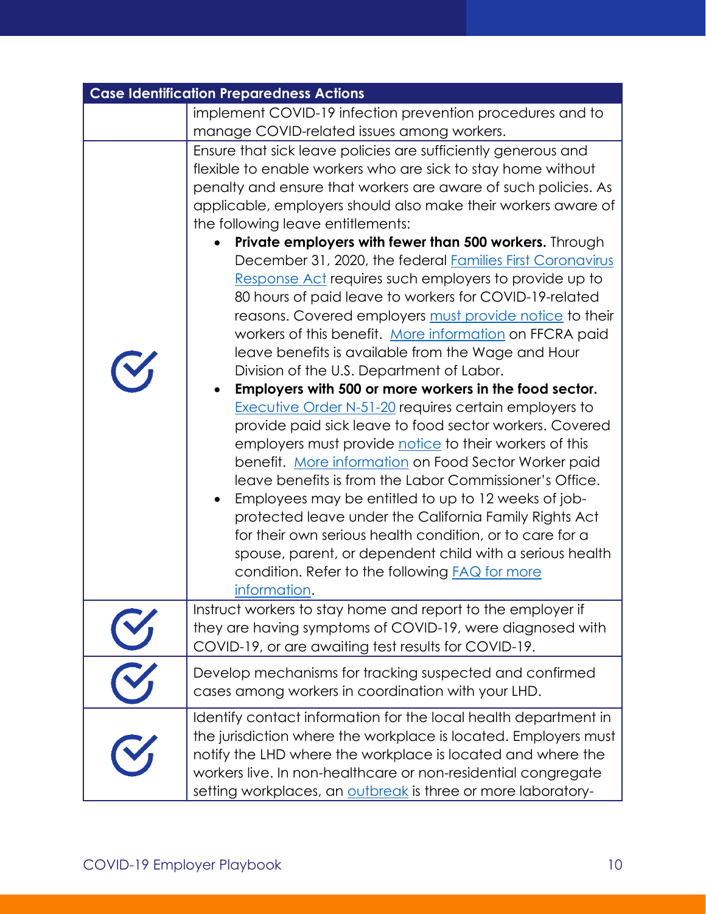| Case Identification Preparedness Actions | |
|---|---|
| | implement COVID-19 infection prevention procedures and to manage COVID-related issues among workers. |
| ✓ | Ensure that sick leave policies are sufficiently generous and flexible to enable workers who are sick to stay home without penalty and ensure that workers are aware of such policies. As applicable, employers should also make their workers aware of the following leave entitlements:<br>• **Private employers with fewer than 500 workers.** Through December 31, 2020, the federal Families First Coronavirus Response Act requires such employers to provide up to 80 hours of paid leave to workers for COVID-19-related reasons. Covered employers must provide notice to their workers of this benefit. More information on FFCRA paid leave benefits is available from the Wage and Hour Division of the U.S. Department of Labor.<br>• **Employers with 500 or more workers in the food sector.** Executive Order N-51-20 requires certain employers to provide paid sick leave to food sector workers. Covered employers must provide notice to their workers of this benefit. More information on Food Sector Worker paid leave benefits is from the Labor Commissioner's Office.<br>• Employees may be entitled to up to 12 weeks of job-protected leave under the California Family Rights Act for their own serious health condition, or to care for a spouse, parent, or dependent child with a serious health condition. Refer to the following FAQ for more information. |
| ✓ | Instruct workers to stay home and report to the employer if they are having symptoms of COVID-19, were diagnosed with COVID-19, or are awaiting test results for COVID-19. |
| ✓ | Develop mechanisms for tracking suspected and confirmed cases among workers in coordination with your LHD. |
| ✓ | Identify contact information for the local health department in the jurisdiction where the workplace is located. Employers must notify the LHD where the workplace is located and where the workers live. In non-healthcare or non-residential congregate setting workplaces, an outbreak is three or more laboratory- |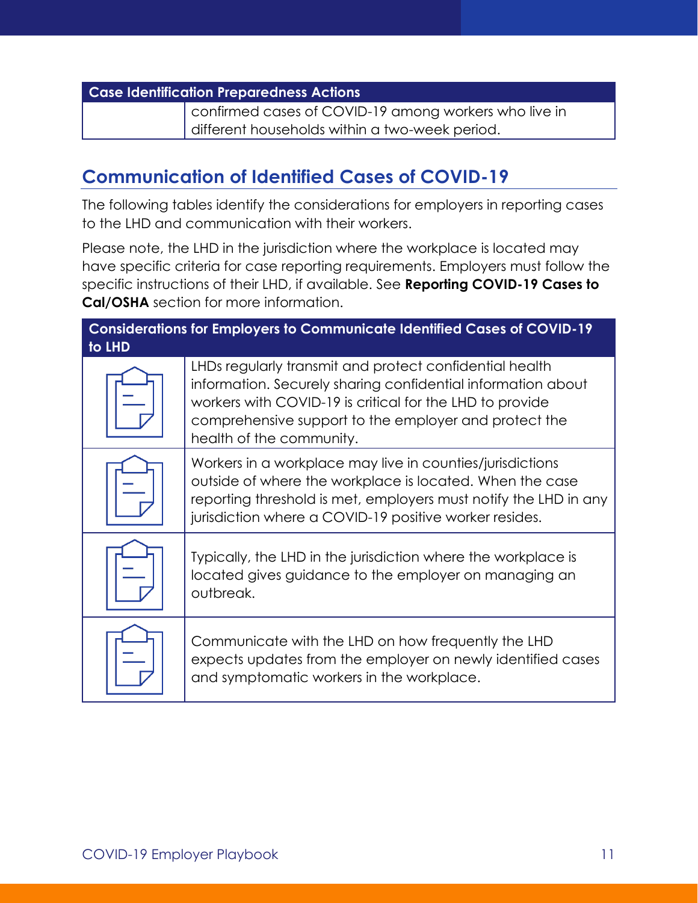| Case Identification Preparedness Actions | |
|---|---|
| | confirmed cases of COVID-19 among workers who live in different households within a two-week period. |

## Communication of Identified Cases of COVID-19

The following tables identify the considerations for employers in reporting cases to the LHD and communication with their workers.

Please note, the LHD in the jurisdiction where the workplace is located may have specific criteria for case reporting requirements. Employers must follow the specific instructions of their LHD, if available. See **Reporting COVID-19 Cases to Cal/OSHA** section for more information.

| Considerations for Employers to Communicate Identified Cases of COVID-19 to LHD | |
|---|---|
| | LHDs regularly transmit and protect confidential health information. Securely sharing confidential information about workers with COVID-19 is critical for the LHD to provide comprehensive support to the employer and protect the health of the community. |
| | Workers in a workplace may live in counties/jurisdictions outside of where the workplace is located. When the case reporting threshold is met, employers must notify the LHD in any jurisdiction where a COVID-19 positive worker resides. |
| | Typically, the LHD in the jurisdiction where the workplace is located gives guidance to the employer on managing an outbreak. |
| | Communicate with the LHD on how frequently the LHD expects updates from the employer on newly identified cases and symptomatic workers in the workplace. |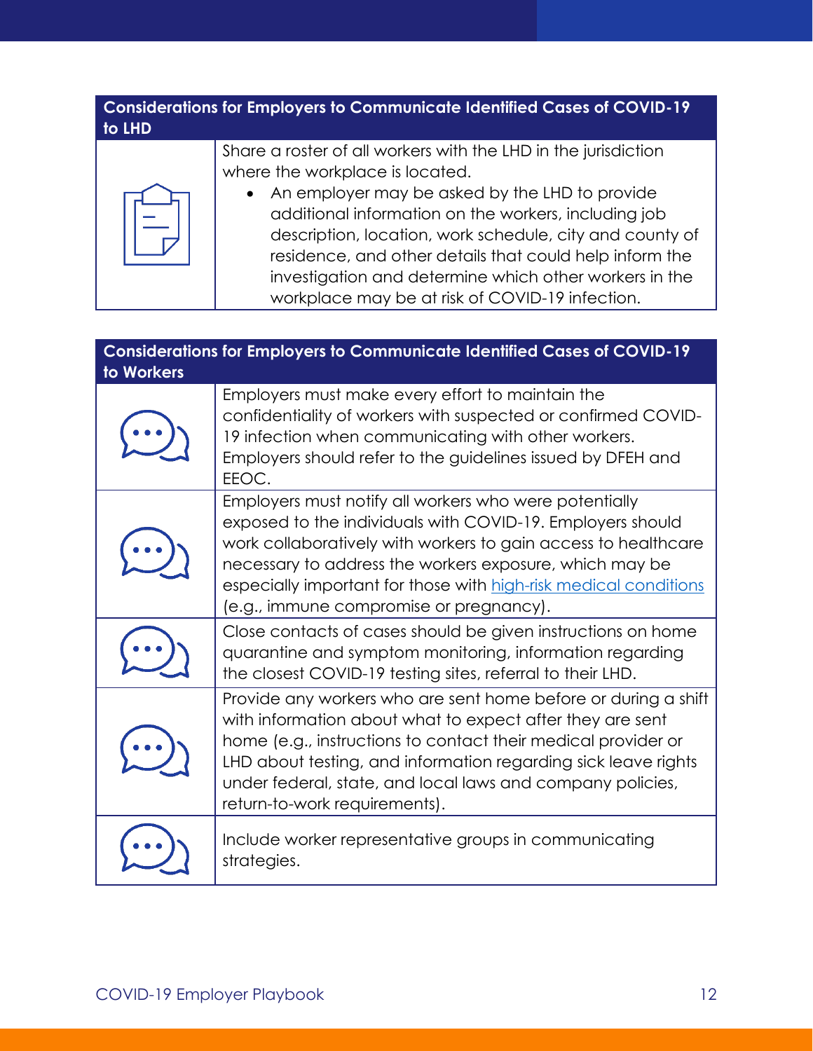| Considerations for Employers to Communicate Identified Cases of COVID-19 to LHD | |
|---|---|
| | Share a roster of all workers with the LHD in the jurisdiction where the workplace is located.<br>• An employer may be asked by the LHD to provide additional information on the workers, including job description, location, work schedule, city and county of residence, and other details that could help inform the investigation and determine which other workers in the workplace may be at risk of COVID-19 infection. |

| Considerations for Employers to Communicate Identified Cases of COVID-19 to Workers | |
|---|---|
| | Employers must make every effort to maintain the confidentiality of workers with suspected or confirmed COVID-19 infection when communicating with other workers. Employers should refer to the guidelines issued by DFEH and EEOC. |
| | Employers must notify all workers who were potentially exposed to the individuals with COVID-19. Employers should work collaboratively with workers to gain access to healthcare necessary to address the workers exposure, which may be especially important for those with high-risk medical conditions (e.g., immune compromise or pregnancy). |
| | Close contacts of cases should be given instructions on home quarantine and symptom monitoring, information regarding the closest COVID-19 testing sites, referral to their LHD. |
| | Provide any workers who are sent home before or during a shift with information about what to expect after they are sent home (e.g., instructions to contact their medical provider or LHD about testing, and information regarding sick leave rights under federal, state, and local laws and company policies, return-to-work requirements). |
| | Include worker representative groups in communicating strategies. |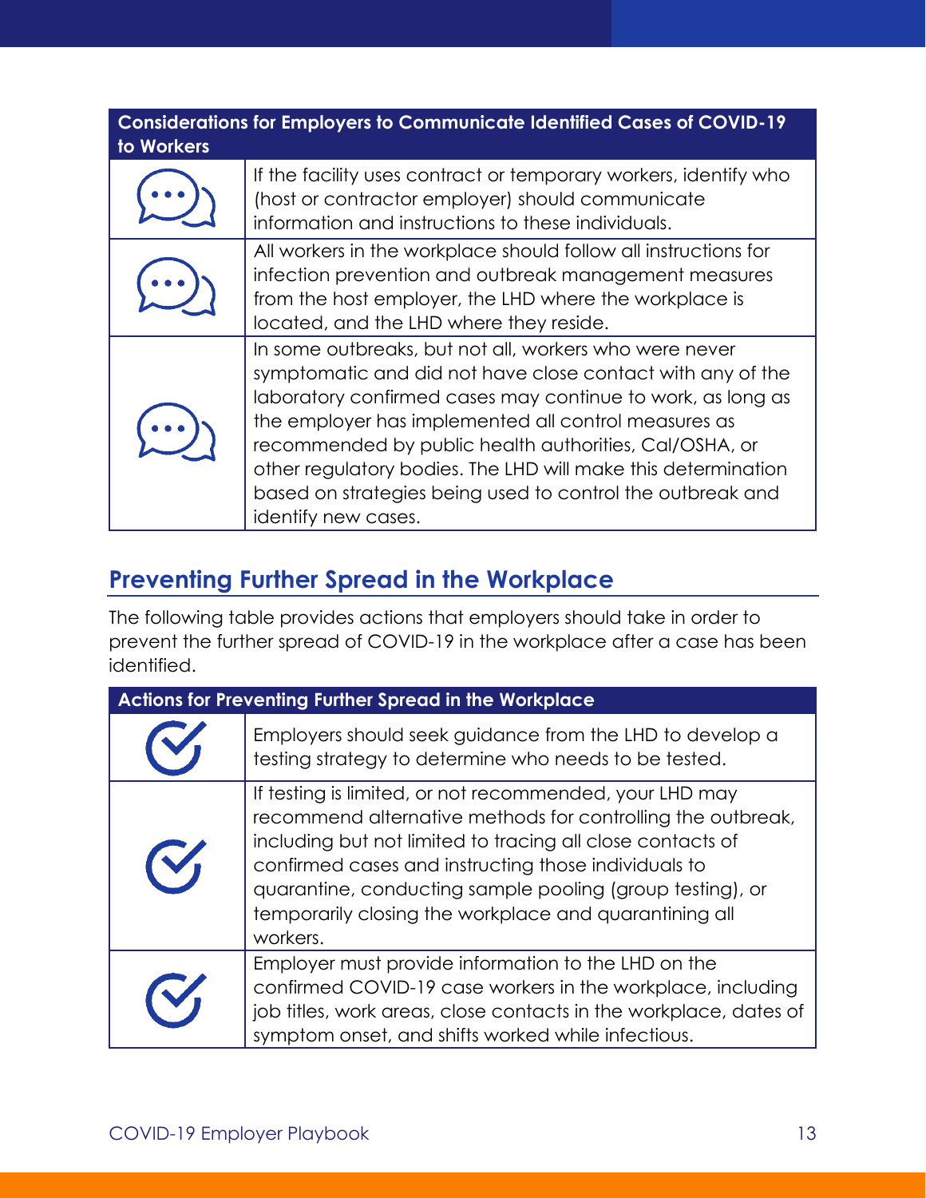| Considerations for Employers to Communicate Identified Cases of COVID-19 to Workers | |
|---|---|
| | If the facility uses contract or temporary workers, identify who (host or contractor employer) should communicate information and instructions to these individuals. |
| | All workers in the workplace should follow all instructions for infection prevention and outbreak management measures from the host employer, the LHD where the workplace is located, and the LHD where they reside. |
| | In some outbreaks, but not all, workers who were never symptomatic and did not have close contact with any of the laboratory confirmed cases may continue to work, as long as the employer has implemented all control measures as recommended by public health authorities, Cal/OSHA, or other regulatory bodies. The LHD will make this determination based on strategies being used to control the outbreak and identify new cases. |

## Preventing Further Spread in the Workplace

The following table provides actions that employers should take in order to prevent the further spread of COVID-19 in the workplace after a case has been identified.

| Actions for Preventing Further Spread in the Workplace | |
|---|---|
| | Employers should seek guidance from the LHD to develop a testing strategy to determine who needs to be tested. |
| | If testing is limited, or not recommended, your LHD may recommend alternative methods for controlling the outbreak, including but not limited to tracing all close contacts of confirmed cases and instructing those individuals to quarantine, conducting sample pooling (group testing), or temporarily closing the workplace and quarantining all workers. |
| | Employer must provide information to the LHD on the confirmed COVID-19 case workers in the workplace, including job titles, work areas, close contacts in the workplace, dates of symptom onset, and shifts worked while infectious. |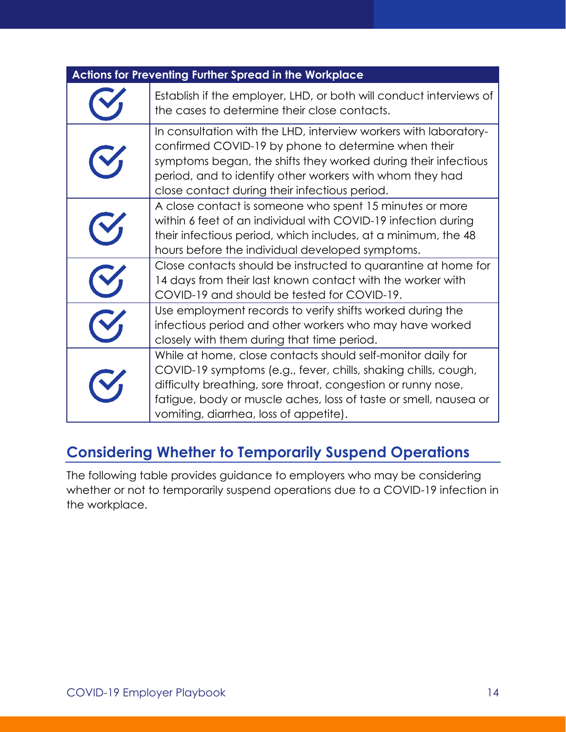| Actions for Preventing Further Spread in the Workplace | |
|---|---|
| ✓ | Establish if the employer, LHD, or both will conduct interviews of the cases to determine their close contacts. |
| ✓ | In consultation with the LHD, interview workers with laboratory-confirmed COVID-19 by phone to determine when their symptoms began, the shifts they worked during their infectious period, and to identify other workers with whom they had close contact during their infectious period. |
| ✓ | A close contact is someone who spent 15 minutes or more within 6 feet of an individual with COVID-19 infection during their infectious period, which includes, at a minimum, the 48 hours before the individual developed symptoms. |
| ✓ | Close contacts should be instructed to quarantine at home for 14 days from their last known contact with the worker with COVID-19 and should be tested for COVID-19. |
| ✓ | Use employment records to verify shifts worked during the infectious period and other workers who may have worked closely with them during that time period. |
| ✓ | While at home, close contacts should self-monitor daily for COVID-19 symptoms (e.g., fever, chills, shaking chills, cough, difficulty breathing, sore throat, congestion or runny nose, fatigue, body or muscle aches, loss of taste or smell, nausea or vomiting, diarrhea, loss of appetite). |

## Considering Whether to Temporarily Suspend Operations

The following table provides guidance to employers who may be considering whether or not to temporarily suspend operations due to a COVID-19 infection in the workplace.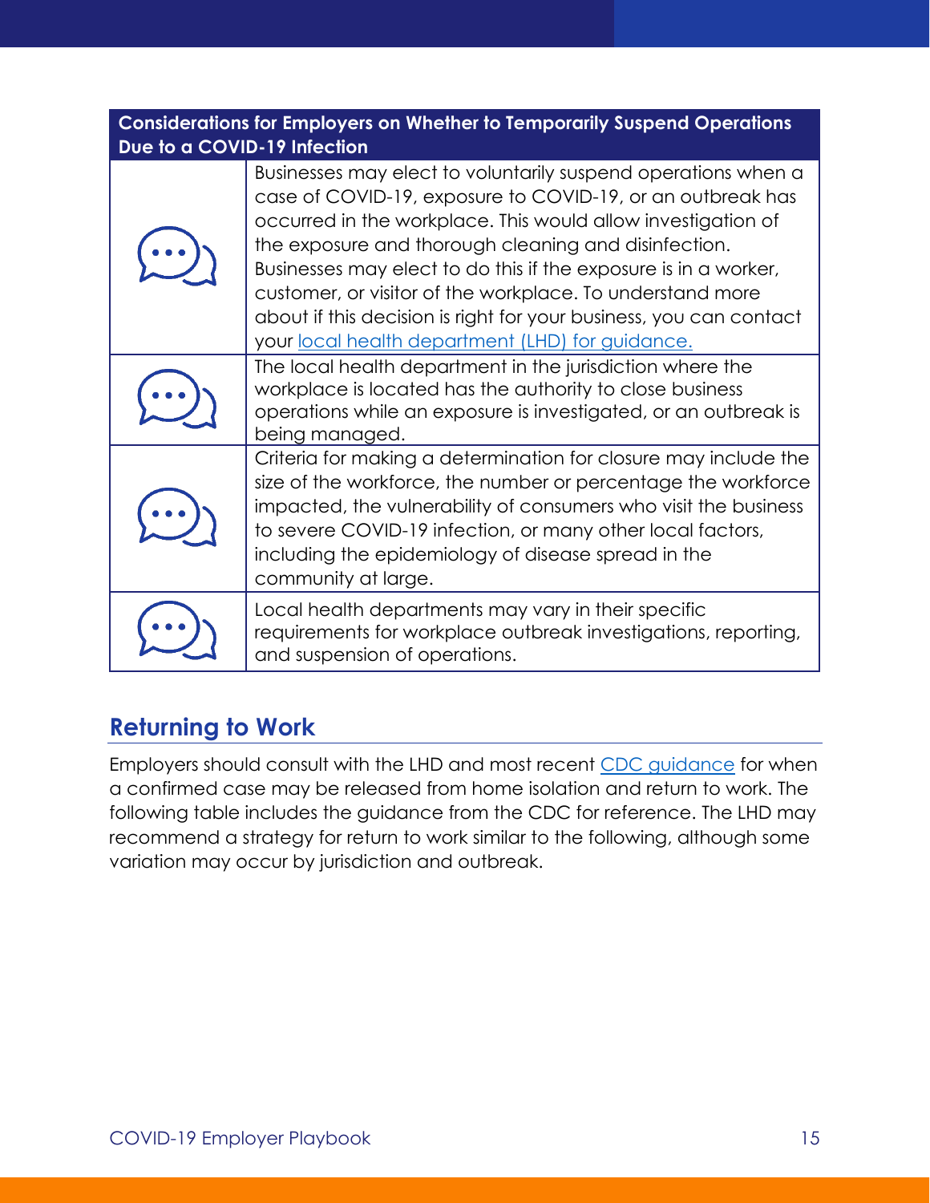| Considerations for Employers on Whether to Temporarily Suspend Operations Due to a COVID-19 Infection | |
|---|---|
| | Businesses may elect to voluntarily suspend operations when a case of COVID-19, exposure to COVID-19, or an outbreak has occurred in the workplace. This would allow investigation of the exposure and thorough cleaning and disinfection. Businesses may elect to do this if the exposure is in a worker, customer, or visitor of the workplace. To understand more about if this decision is right for your business, you can contact your [local health department (LHD) for guidance.]() |
| | The local health department in the jurisdiction where the workplace is located has the authority to close business operations while an exposure is investigated, or an outbreak is being managed. |
| | Criteria for making a determination for closure may include the size of the workforce, the number or percentage the workforce impacted, the vulnerability of consumers who visit the business to severe COVID-19 infection, or many other local factors, including the epidemiology of disease spread in the community at large. |
| | Local health departments may vary in their specific requirements for workplace outbreak investigations, reporting, and suspension of operations. |

## Returning to Work

Employers should consult with the LHD and most recent [CDC guidance]() for when a confirmed case may be released from home isolation and return to work. The following table includes the guidance from the CDC for reference. The LHD may recommend a strategy for return to work similar to the following, although some variation may occur by jurisdiction and outbreak.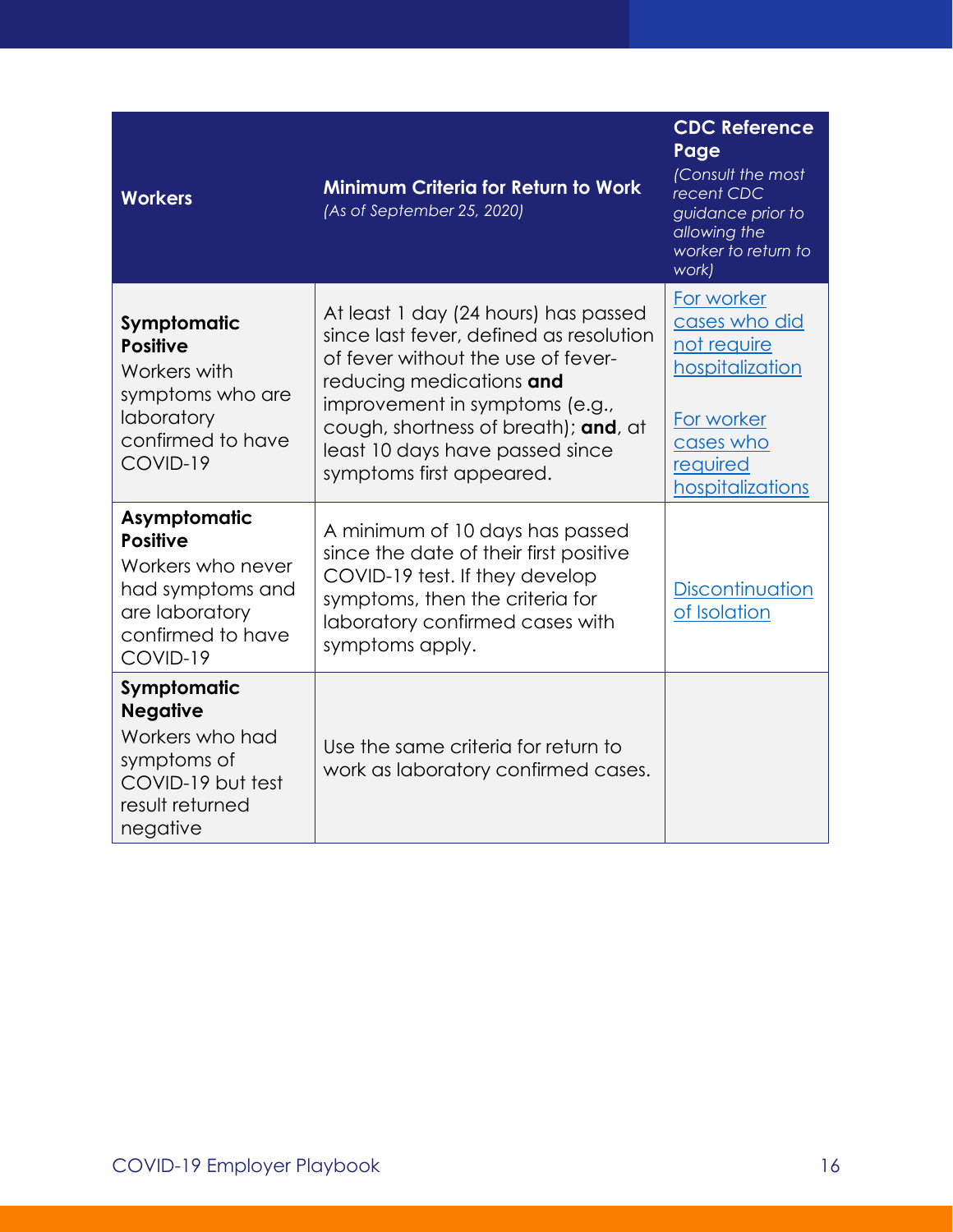| Workers | Minimum Criteria for Return to Work *(As of September 25, 2020)* | CDC Reference Page *(Consult the most recent CDC guidance prior to allowing the worker to return to work)* |
|---|---|---|
| **Symptomatic Positive** Workers with symptoms who are laboratory confirmed to have COVID-19 | At least 1 day (24 hours) has passed since last fever, defined as resolution of fever without the use of fever-reducing medications **and** improvement in symptoms (e.g., cough, shortness of breath); **and**, at least 10 days have passed since symptoms first appeared. | For worker cases who did not require hospitalization<br><br>For worker cases who required hospitalizations |
| **Asymptomatic Positive** Workers who never had symptoms and are laboratory confirmed to have COVID-19 | A minimum of 10 days has passed since the date of their first positive COVID-19 test. If they develop symptoms, then the criteria for laboratory confirmed cases with symptoms apply. | Discontinuation of Isolation |
| **Symptomatic Negative** Workers who had symptoms of COVID-19 but test result returned negative | Use the same criteria for return to work as laboratory confirmed cases. | |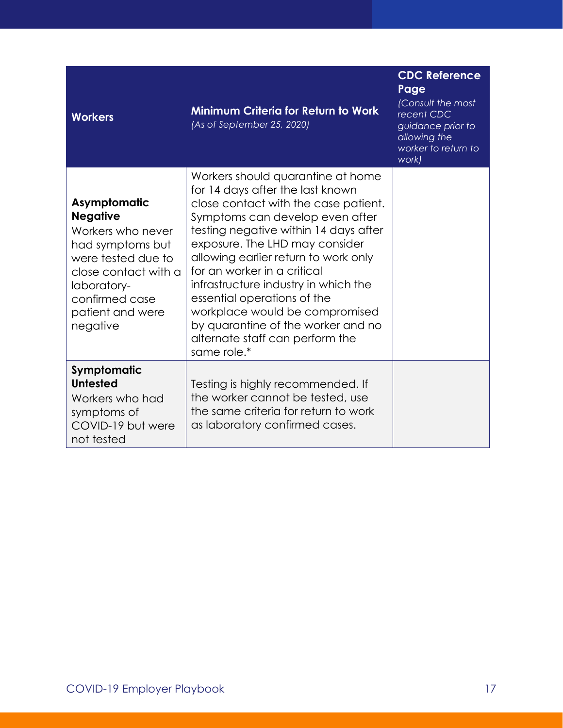| **Workers** | **Minimum Criteria for Return to Work** *(As of September 25, 2020)* | **CDC Reference Page** *(Consult the most recent CDC guidance prior to allowing the worker to return to work)* |
|---|---|---|
| **Asymptomatic Negative** Workers who never had symptoms but were tested due to close contact with a laboratory-confirmed case patient and were negative | Workers should quarantine at home for 14 days after the last known close contact with the case patient. Symptoms can develop even after testing negative within 14 days after exposure. The LHD may consider allowing earlier return to work only for an worker in a critical infrastructure industry in which the essential operations of the workplace would be compromised by quarantine of the worker and no alternate staff can perform the same role.* | |
| **Symptomatic Untested** Workers who had symptoms of COVID-19 but were not tested | Testing is highly recommended. If the worker cannot be tested, use the same criteria for return to work as laboratory confirmed cases. | |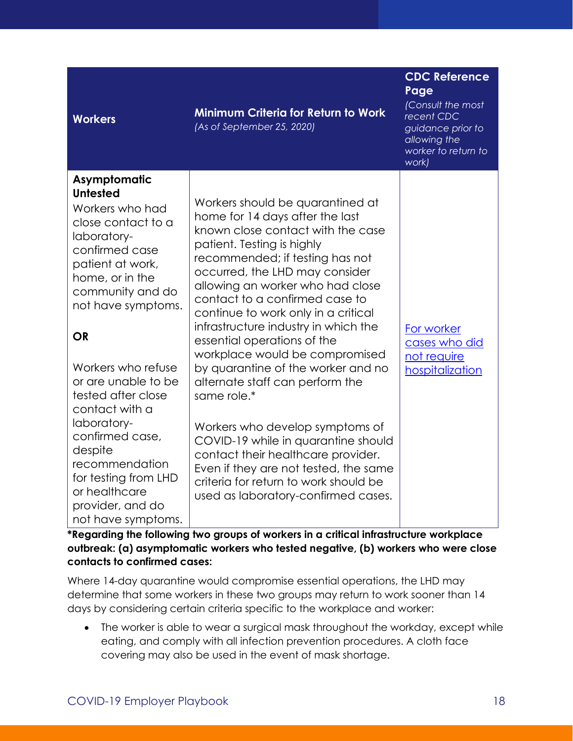| Workers | Minimum Criteria for Return to Work *(As of September 25, 2020)* | CDC Reference Page *(Consult the most recent CDC guidance prior to allowing the worker to return to work)* |
| --- | --- | --- |
| **Asymptomatic Untested** Workers who had close contact to a laboratory-confirmed case patient at work, home, or in the community and do not have symptoms. **OR** Workers who refuse or are unable to be tested after close contact with a laboratory-confirmed case, despite recommendation for testing from LHD or healthcare provider, and do not have symptoms. | Workers should be quarantined at home for 14 days after the last known close contact with the case patient. Testing is highly recommended; if testing has not occurred, the LHD may consider allowing an worker who had close contact to a confirmed case to continue to work only in a critical infrastructure industry in which the essential operations of the workplace would be compromised by quarantine of the worker and no alternate staff can perform the same role.* Workers who develop symptoms of COVID-19 while in quarantine should contact their healthcare provider. Even if they are not tested, the same criteria for return to work should be used as laboratory-confirmed cases. | For worker cases who did not require hospitalization |

**\*Regarding the following two groups of workers in a critical infrastructure workplace outbreak: (a) asymptomatic workers who tested negative, (b) workers who were close contacts to confirmed cases:**

Where 14-day quarantine would compromise essential operations, the LHD may determine that some workers in these two groups may return to work sooner than 14 days by considering certain criteria specific to the workplace and worker:

- The worker is able to wear a surgical mask throughout the workday, except while eating, and comply with all infection prevention procedures. A cloth face covering may also be used in the event of mask shortage.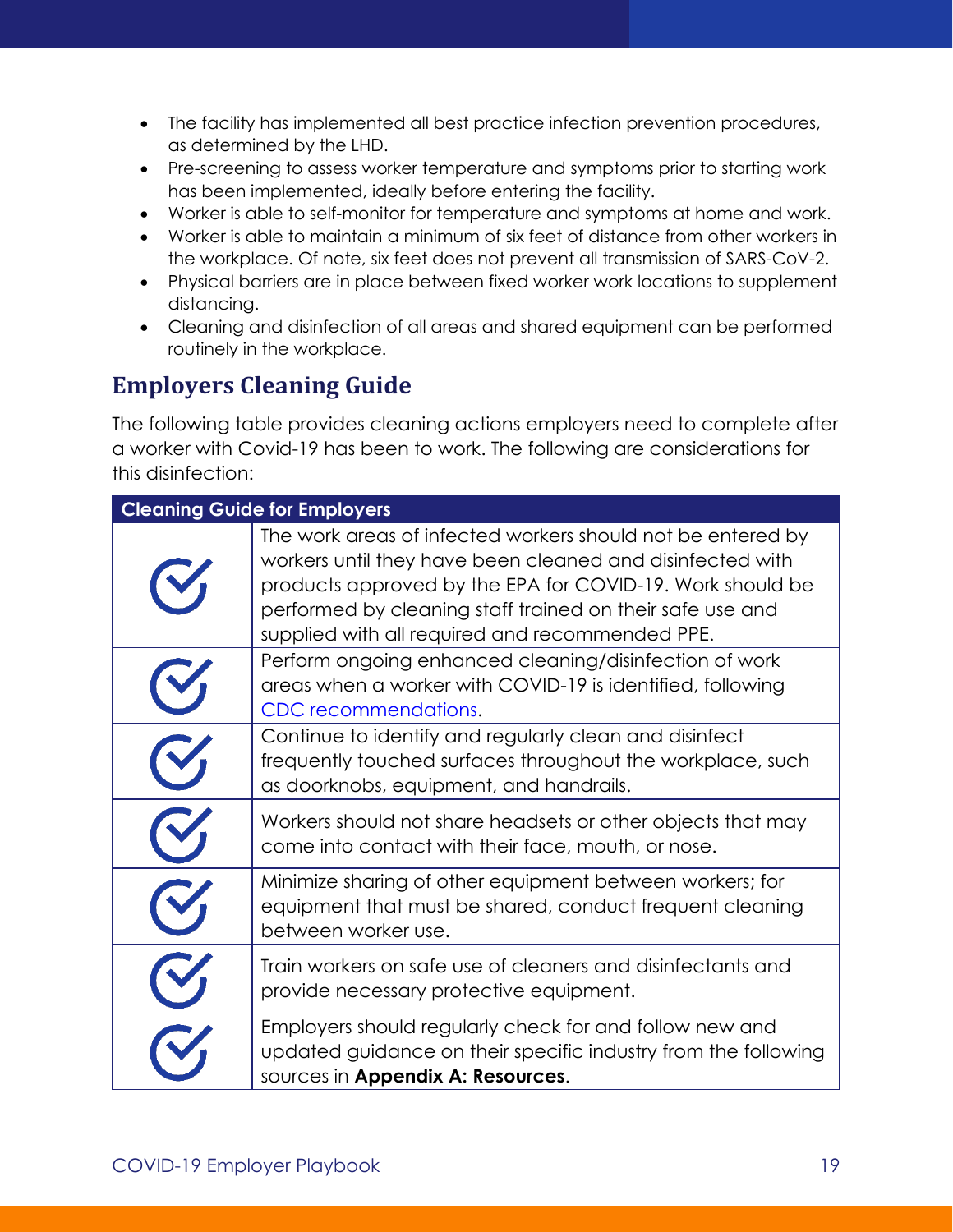- The facility has implemented all best practice infection prevention procedures, as determined by the LHD.
- Pre-screening to assess worker temperature and symptoms prior to starting work has been implemented, ideally before entering the facility.
- Worker is able to self-monitor for temperature and symptoms at home and work.
- Worker is able to maintain a minimum of six feet of distance from other workers in the workplace. Of note, six feet does not prevent all transmission of SARS-CoV-2.
- Physical barriers are in place between fixed worker work locations to supplement distancing.
- Cleaning and disinfection of all areas and shared equipment can be performed routinely in the workplace.

## Employers Cleaning Guide

The following table provides cleaning actions employers need to complete after a worker with Covid-19 has been to work. The following are considerations for this disinfection:

| Cleaning Guide for Employers | |
|---|---|
| ✓ | The work areas of infected workers should not be entered by workers until they have been cleaned and disinfected with products approved by the EPA for COVID-19. Work should be performed by cleaning staff trained on their safe use and supplied with all required and recommended PPE. |
| ✓ | Perform ongoing enhanced cleaning/disinfection of work areas when a worker with COVID-19 is identified, following CDC recommendations. |
| ✓ | Continue to identify and regularly clean and disinfect frequently touched surfaces throughout the workplace, such as doorknobs, equipment, and handrails. |
| ✓ | Workers should not share headsets or other objects that may come into contact with their face, mouth, or nose. |
| ✓ | Minimize sharing of other equipment between workers; for equipment that must be shared, conduct frequent cleaning between worker use. |
| ✓ | Train workers on safe use of cleaners and disinfectants and provide necessary protective equipment. |
| ✓ | Employers should regularly check for and follow new and updated guidance on their specific industry from the following sources in **Appendix A: Resources**. |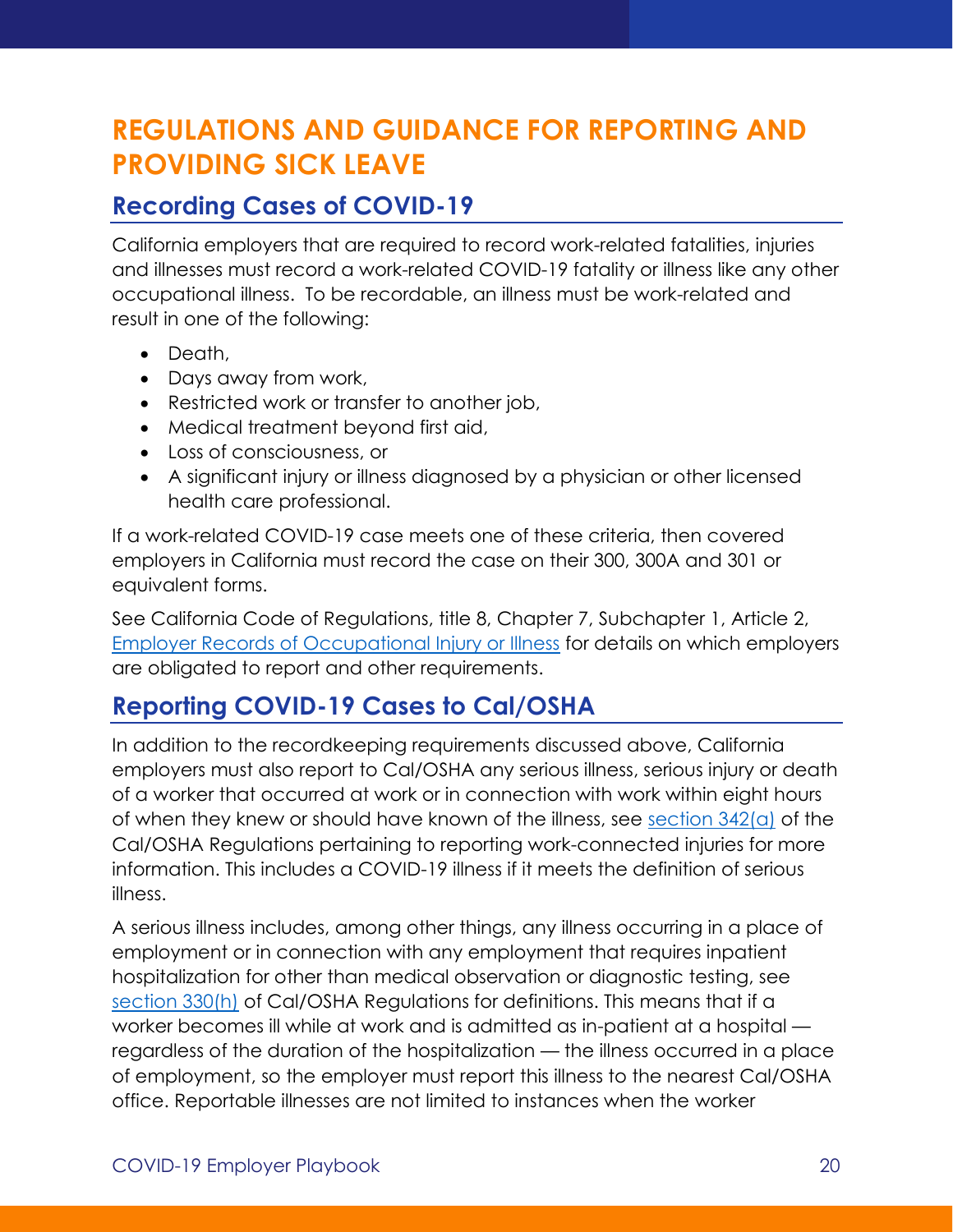# REGULATIONS AND GUIDANCE FOR REPORTING AND PROVIDING SICK LEAVE

## Recording Cases of COVID-19

California employers that are required to record work-related fatalities, injuries and illnesses must record a work-related COVID-19 fatality or illness like any other occupational illness. To be recordable, an illness must be work-related and result in one of the following:

- Death,
- Days away from work,
- Restricted work or transfer to another job,
- Medical treatment beyond first aid,
- Loss of consciousness, or
- A significant injury or illness diagnosed by a physician or other licensed health care professional.

If a work-related COVID-19 case meets one of these criteria, then covered employers in California must record the case on their 300, 300A and 301 or equivalent forms.

See California Code of Regulations, title 8, Chapter 7, Subchapter 1, Article 2, Employer Records of Occupational Injury or Illness for details on which employers are obligated to report and other requirements.

## Reporting COVID-19 Cases to Cal/OSHA

In addition to the recordkeeping requirements discussed above, California employers must also report to Cal/OSHA any serious illness, serious injury or death of a worker that occurred at work or in connection with work within eight hours of when they knew or should have known of the illness, see section 342(a) of the Cal/OSHA Regulations pertaining to reporting work-connected injuries for more information. This includes a COVID-19 illness if it meets the definition of serious illness.

A serious illness includes, among other things, any illness occurring in a place of employment or in connection with any employment that requires inpatient hospitalization for other than medical observation or diagnostic testing, see section 330(h) of Cal/OSHA Regulations for definitions. This means that if a worker becomes ill while at work and is admitted as in-patient at a hospital — regardless of the duration of the hospitalization — the illness occurred in a place of employment, so the employer must report this illness to the nearest Cal/OSHA office. Reportable illnesses are not limited to instances when the worker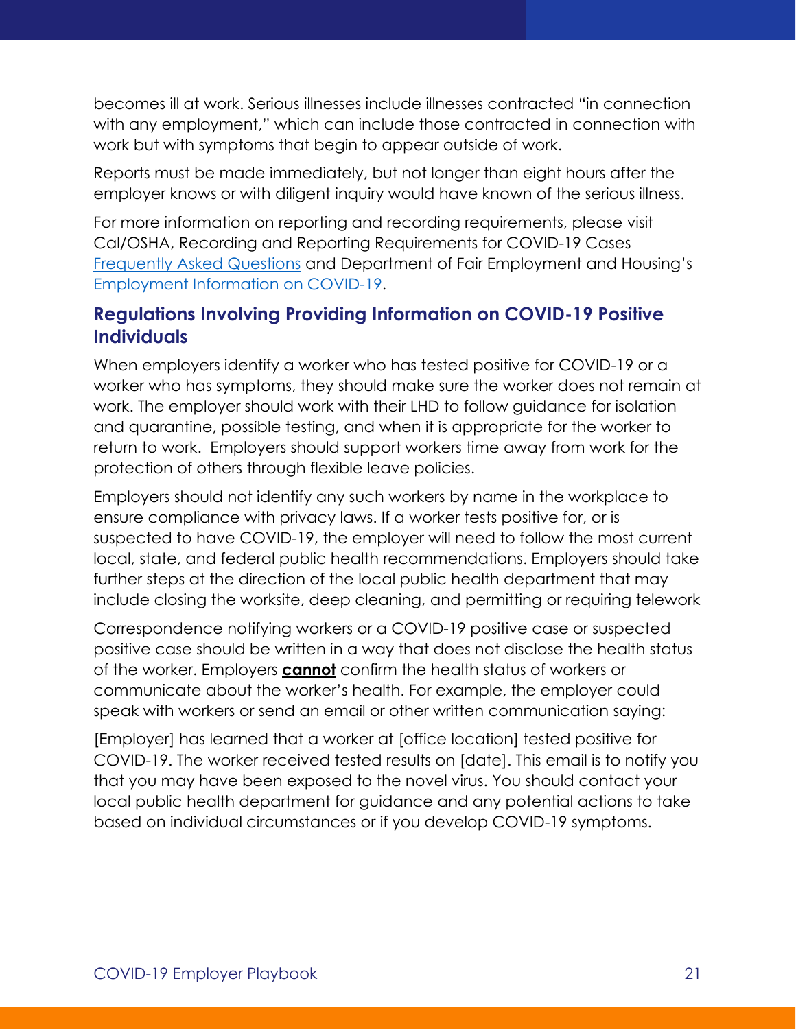becomes ill at work. Serious illnesses include illnesses contracted "in connection with any employment," which can include those contracted in connection with work but with symptoms that begin to appear outside of work.

Reports must be made immediately, but not longer than eight hours after the employer knows or with diligent inquiry would have known of the serious illness.

For more information on reporting and recording requirements, please visit Cal/OSHA, Recording and Reporting Requirements for COVID-19 Cases [Frequently Asked Questions] and Department of Fair Employment and Housing's [Employment Information on COVID-19].

## Regulations Involving Providing Information on COVID-19 Positive Individuals

When employers identify a worker who has tested positive for COVID-19 or a worker who has symptoms, they should make sure the worker does not remain at work. The employer should work with their LHD to follow guidance for isolation and quarantine, possible testing, and when it is appropriate for the worker to return to work. Employers should support workers time away from work for the protection of others through flexible leave policies.

Employers should not identify any such workers by name in the workplace to ensure compliance with privacy laws. If a worker tests positive for, or is suspected to have COVID-19, the employer will need to follow the most current local, state, and federal public health recommendations. Employers should take further steps at the direction of the local public health department that may include closing the worksite, deep cleaning, and permitting or requiring telework

Correspondence notifying workers or a COVID-19 positive case or suspected positive case should be written in a way that does not disclose the health status of the worker. Employers **cannot** confirm the health status of workers or communicate about the worker's health. For example, the employer could speak with workers or send an email or other written communication saying:

[Employer] has learned that a worker at [office location] tested positive for COVID-19. The worker received tested results on [date]. This email is to notify you that you may have been exposed to the novel virus. You should contact your local public health department for guidance and any potential actions to take based on individual circumstances or if you develop COVID-19 symptoms.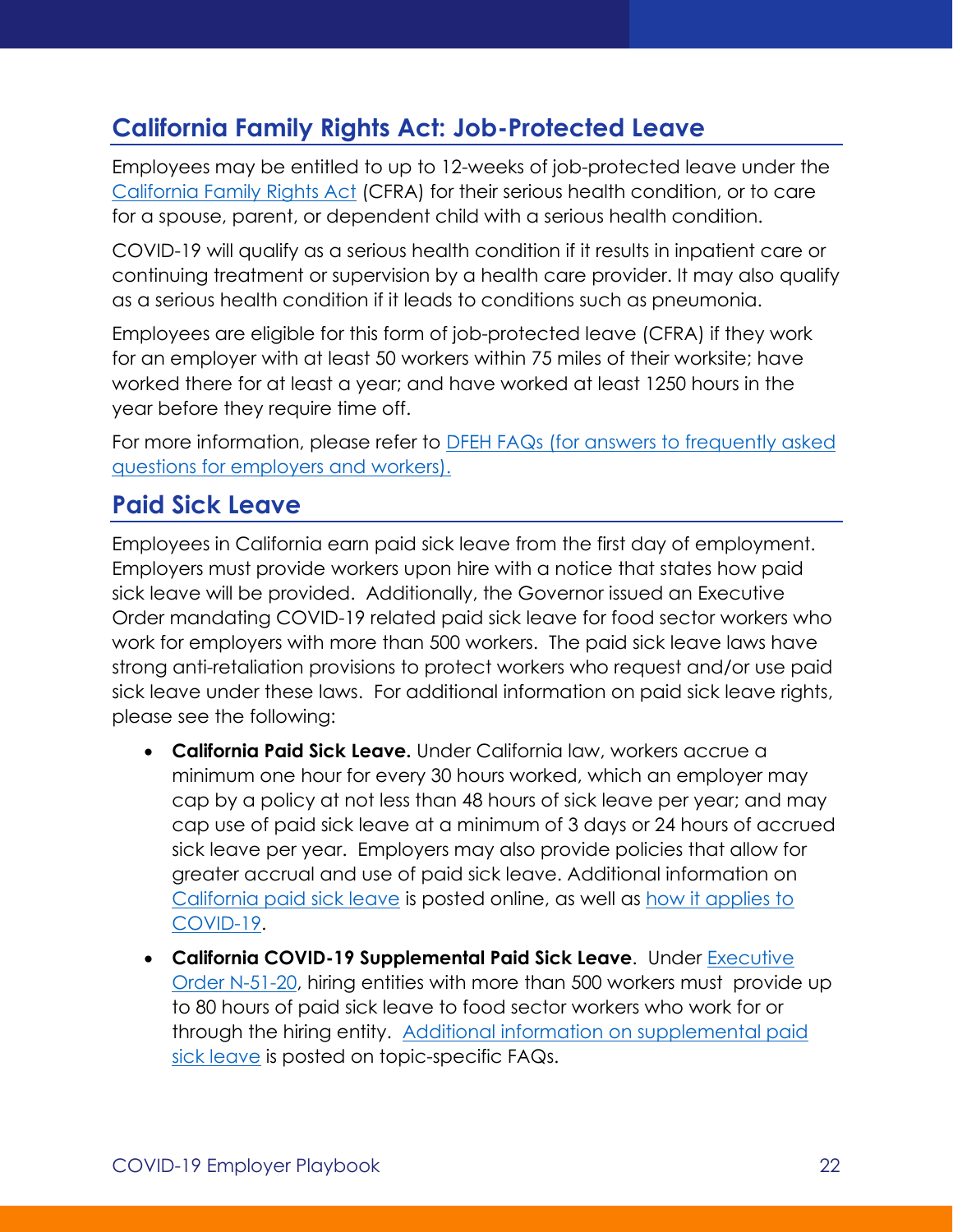## California Family Rights Act: Job-Protected Leave

Employees may be entitled to up to 12-weeks of job-protected leave under the California Family Rights Act (CFRA) for their serious health condition, or to care for a spouse, parent, or dependent child with a serious health condition.

COVID-19 will qualify as a serious health condition if it results in inpatient care or continuing treatment or supervision by a health care provider. It may also qualify as a serious health condition if it leads to conditions such as pneumonia.

Employees are eligible for this form of job-protected leave (CFRA) if they work for an employer with at least 50 workers within 75 miles of their worksite; have worked there for at least a year; and have worked at least 1250 hours in the year before they require time off.

For more information, please refer to DFEH FAQs (for answers to frequently asked questions for employers and workers).

## Paid Sick Leave

Employees in California earn paid sick leave from the first day of employment. Employers must provide workers upon hire with a notice that states how paid sick leave will be provided. Additionally, the Governor issued an Executive Order mandating COVID-19 related paid sick leave for food sector workers who work for employers with more than 500 workers. The paid sick leave laws have strong anti-retaliation provisions to protect workers who request and/or use paid sick leave under these laws. For additional information on paid sick leave rights, please see the following:

- **California Paid Sick Leave.** Under California law, workers accrue a minimum one hour for every 30 hours worked, which an employer may cap by a policy at not less than 48 hours of sick leave per year; and may cap use of paid sick leave at a minimum of 3 days or 24 hours of accrued sick leave per year. Employers may also provide policies that allow for greater accrual and use of paid sick leave. Additional information on California paid sick leave is posted online, as well as how it applies to COVID-19.
- **California COVID-19 Supplemental Paid Sick Leave**. Under Executive Order N-51-20, hiring entities with more than 500 workers must provide up to 80 hours of paid sick leave to food sector workers who work for or through the hiring entity. Additional information on supplemental paid sick leave is posted on topic-specific FAQs.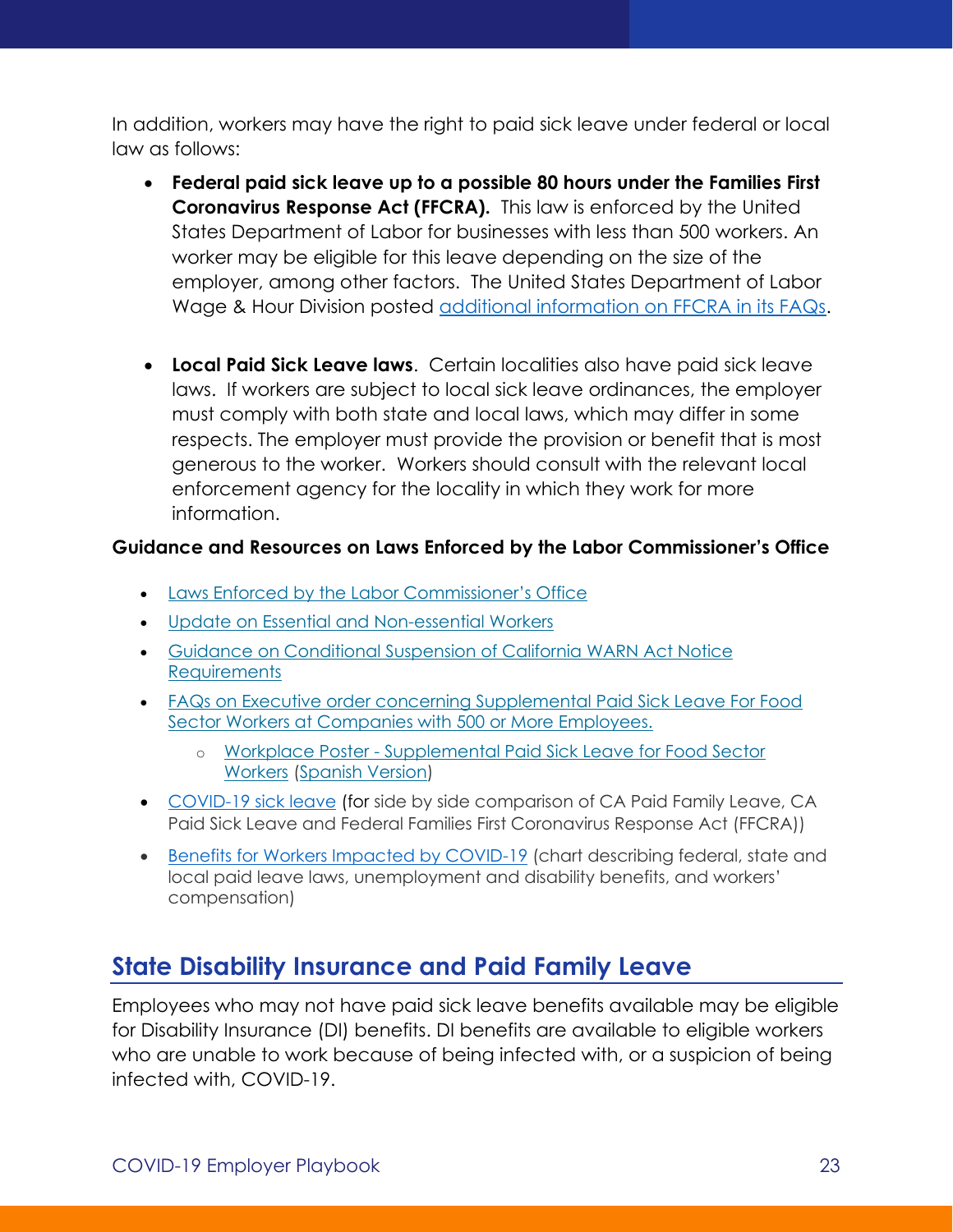In addition, workers may have the right to paid sick leave under federal or local law as follows:

- **Federal paid sick leave up to a possible 80 hours under the Families First Coronavirus Response Act (FFCRA).** This law is enforced by the United States Department of Labor for businesses with less than 500 workers. An worker may be eligible for this leave depending on the size of the employer, among other factors. The United States Department of Labor Wage & Hour Division posted additional information on FFCRA in its FAQs.

- **Local Paid Sick Leave laws**. Certain localities also have paid sick leave laws. If workers are subject to local sick leave ordinances, the employer must comply with both state and local laws, which may differ in some respects. The employer must provide the provision or benefit that is most generous to the worker. Workers should consult with the relevant local enforcement agency for the locality in which they work for more information.

**Guidance and Resources on Laws Enforced by the Labor Commissioner's Office**

- Laws Enforced by the Labor Commissioner's Office
- Update on Essential and Non-essential Workers
- Guidance on Conditional Suspension of California WARN Act Notice Requirements
- FAQs on Executive order concerning Supplemental Paid Sick Leave For Food Sector Workers at Companies with 500 or More Employees.
    - Workplace Poster - Supplemental Paid Sick Leave for Food Sector Workers (Spanish Version)
- COVID-19 sick leave (for side by side comparison of CA Paid Family Leave, CA Paid Sick Leave and Federal Families First Coronavirus Response Act (FFCRA))
- Benefits for Workers Impacted by COVID-19 (chart describing federal, state and local paid leave laws, unemployment and disability benefits, and workers' compensation)

## State Disability Insurance and Paid Family Leave

Employees who may not have paid sick leave benefits available may be eligible for Disability Insurance (DI) benefits. DI benefits are available to eligible workers who are unable to work because of being infected with, or a suspicion of being infected with, COVID-19.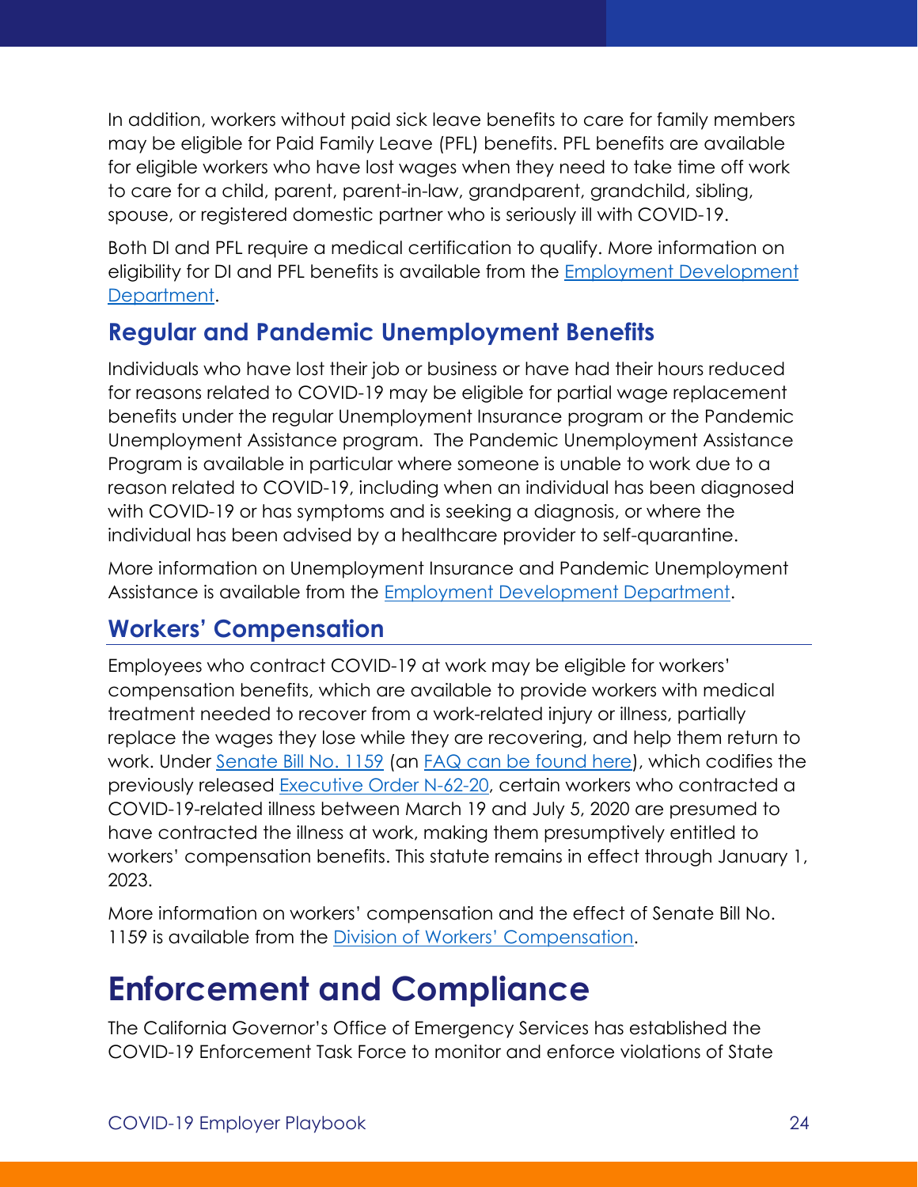In addition, workers without paid sick leave benefits to care for family members may be eligible for Paid Family Leave (PFL) benefits. PFL benefits are available for eligible workers who have lost wages when they need to take time off work to care for a child, parent, parent-in-law, grandparent, grandchild, sibling, spouse, or registered domestic partner who is seriously ill with COVID-19.

Both DI and PFL require a medical certification to qualify. More information on eligibility for DI and PFL benefits is available from the Employment Development Department.

## Regular and Pandemic Unemployment Benefits

Individuals who have lost their job or business or have had their hours reduced for reasons related to COVID-19 may be eligible for partial wage replacement benefits under the regular Unemployment Insurance program or the Pandemic Unemployment Assistance program. The Pandemic Unemployment Assistance Program is available in particular where someone is unable to work due to a reason related to COVID-19, including when an individual has been diagnosed with COVID-19 or has symptoms and is seeking a diagnosis, or where the individual has been advised by a healthcare provider to self-quarantine.

More information on Unemployment Insurance and Pandemic Unemployment Assistance is available from the Employment Development Department.

## Workers' Compensation

Employees who contract COVID-19 at work may be eligible for workers' compensation benefits, which are available to provide workers with medical treatment needed to recover from a work-related injury or illness, partially replace the wages they lose while they are recovering, and help them return to work. Under Senate Bill No. 1159 (an FAQ can be found here), which codifies the previously released Executive Order N-62-20, certain workers who contracted a COVID-19-related illness between March 19 and July 5, 2020 are presumed to have contracted the illness at work, making them presumptively entitled to workers' compensation benefits. This statute remains in effect through January 1, 2023.

More information on workers' compensation and the effect of Senate Bill No. 1159 is available from the Division of Workers' Compensation.

# Enforcement and Compliance

The California Governor's Office of Emergency Services has established the COVID-19 Enforcement Task Force to monitor and enforce violations of State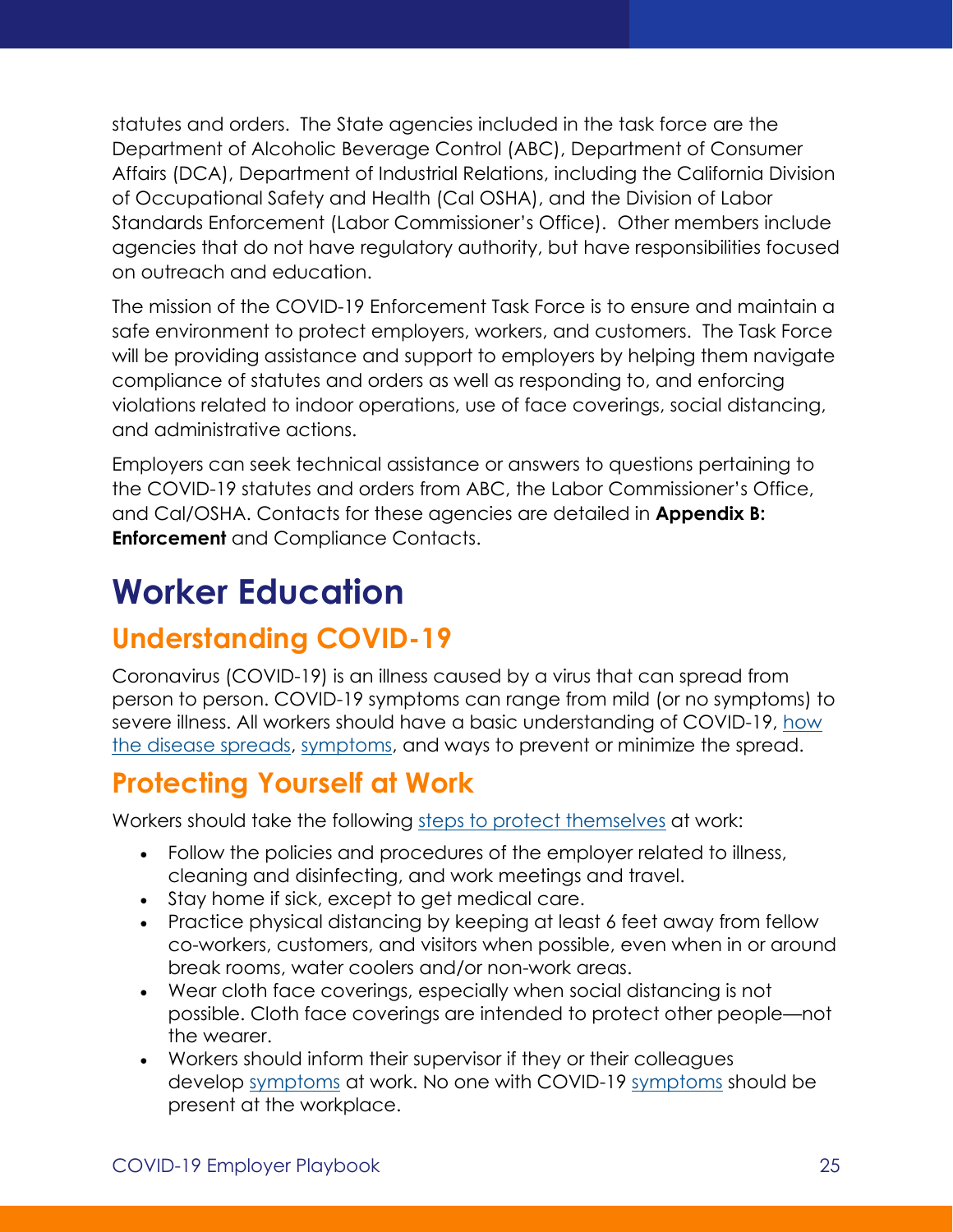statutes and orders. The State agencies included in the task force are the Department of Alcoholic Beverage Control (ABC), Department of Consumer Affairs (DCA), Department of Industrial Relations, including the California Division of Occupational Safety and Health (Cal OSHA), and the Division of Labor Standards Enforcement (Labor Commissioner's Office). Other members include agencies that do not have regulatory authority, but have responsibilities focused on outreach and education.

The mission of the COVID-19 Enforcement Task Force is to ensure and maintain a safe environment to protect employers, workers, and customers. The Task Force will be providing assistance and support to employers by helping them navigate compliance of statutes and orders as well as responding to, and enforcing violations related to indoor operations, use of face coverings, social distancing, and administrative actions.

Employers can seek technical assistance or answers to questions pertaining to the COVID-19 statutes and orders from ABC, the Labor Commissioner's Office, and Cal/OSHA. Contacts for these agencies are detailed in **Appendix B: Enforcement** and Compliance Contacts.

# Worker Education

## Understanding COVID-19

Coronavirus (COVID-19) is an illness caused by a virus that can spread from person to person. COVID-19 symptoms can range from mild (or no symptoms) to severe illness. All workers should have a basic understanding of COVID-19, how the disease spreads, symptoms, and ways to prevent or minimize the spread.

## Protecting Yourself at Work

Workers should take the following steps to protect themselves at work:

- Follow the policies and procedures of the employer related to illness, cleaning and disinfecting, and work meetings and travel.
- Stay home if sick, except to get medical care.
- Practice physical distancing by keeping at least 6 feet away from fellow co-workers, customers, and visitors when possible, even when in or around break rooms, water coolers and/or non-work areas.
- Wear cloth face coverings, especially when social distancing is not possible. Cloth face coverings are intended to protect other people—not the wearer.
- Workers should inform their supervisor if they or their colleagues develop symptoms at work. No one with COVID-19 symptoms should be present at the workplace.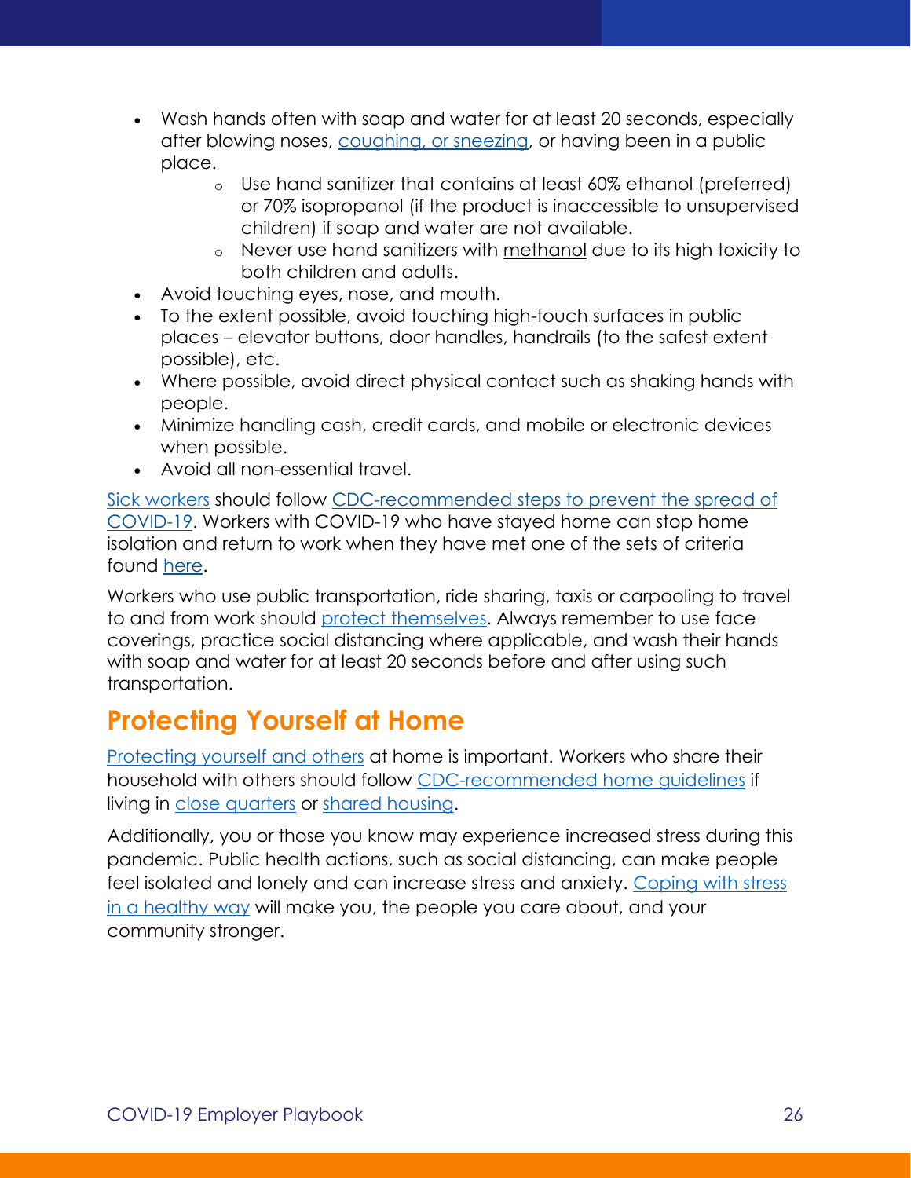- Wash hands often with soap and water for at least 20 seconds, especially after blowing noses, coughing, or sneezing, or having been in a public place.
    - Use hand sanitizer that contains at least 60% ethanol (preferred) or 70% isopropanol (if the product is inaccessible to unsupervised children) if soap and water are not available.
    - Never use hand sanitizers with methanol due to its high toxicity to both children and adults.
- Avoid touching eyes, nose, and mouth.
- To the extent possible, avoid touching high-touch surfaces in public places – elevator buttons, door handles, handrails (to the safest extent possible), etc.
- Where possible, avoid direct physical contact such as shaking hands with people.
- Minimize handling cash, credit cards, and mobile or electronic devices when possible.
- Avoid all non-essential travel.

Sick workers should follow CDC-recommended steps to prevent the spread of COVID-19. Workers with COVID-19 who have stayed home can stop home isolation and return to work when they have met one of the sets of criteria found here.

Workers who use public transportation, ride sharing, taxis or carpooling to travel to and from work should protect themselves. Always remember to use face coverings, practice social distancing where applicable, and wash their hands with soap and water for at least 20 seconds before and after using such transportation.

## Protecting Yourself at Home

Protecting yourself and others at home is important. Workers who share their household with others should follow CDC-recommended home guidelines if living in close quarters or shared housing.

Additionally, you or those you know may experience increased stress during this pandemic. Public health actions, such as social distancing, can make people feel isolated and lonely and can increase stress and anxiety. Coping with stress in a healthy way will make you, the people you care about, and your community stronger.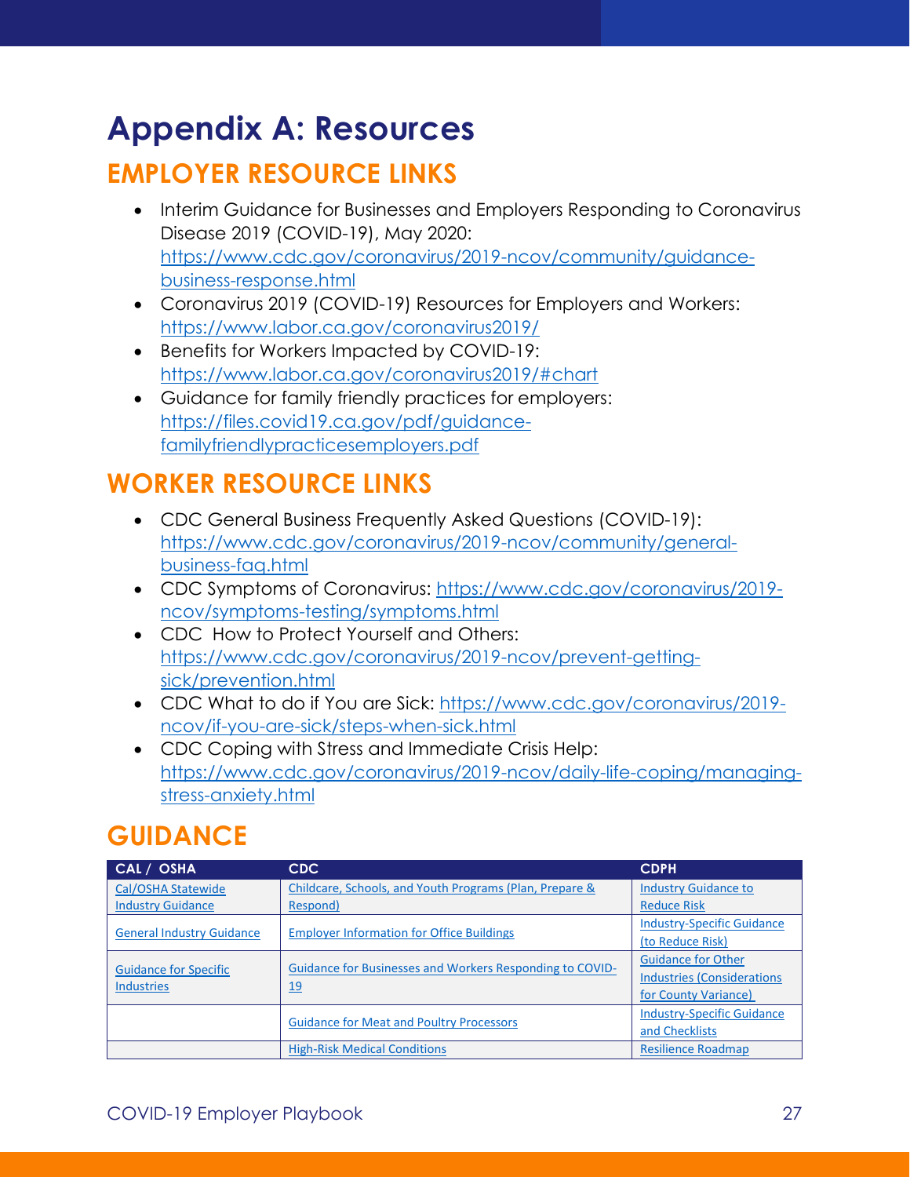# Appendix A: Resources

## EMPLOYER RESOURCE LINKS

- Interim Guidance for Businesses and Employers Responding to Coronavirus Disease 2019 (COVID-19), May 2020: https://www.cdc.gov/coronavirus/2019-ncov/community/guidance-business-response.html
- Coronavirus 2019 (COVID-19) Resources for Employers and Workers: https://www.labor.ca.gov/coronavirus2019/
- Benefits for Workers Impacted by COVID-19: https://www.labor.ca.gov/coronavirus2019/#chart
- Guidance for family friendly practices for employers: https://files.covid19.ca.gov/pdf/guidance-familyfriendlypracticesemployers.pdf

## WORKER RESOURCE LINKS

- CDC General Business Frequently Asked Questions (COVID-19): https://www.cdc.gov/coronavirus/2019-ncov/community/general-business-faq.html
- CDC Symptoms of Coronavirus: https://www.cdc.gov/coronavirus/2019-ncov/symptoms-testing/symptoms.html
- CDC How to Protect Yourself and Others: https://www.cdc.gov/coronavirus/2019-ncov/prevent-getting-sick/prevention.html
- CDC What to do if You are Sick: https://www.cdc.gov/coronavirus/2019-ncov/if-you-are-sick/steps-when-sick.html
- CDC Coping with Stress and Immediate Crisis Help: https://www.cdc.gov/coronavirus/2019-ncov/daily-life-coping/managing-stress-anxiety.html

## GUIDANCE

| CAL / OSHA | CDC | CDPH |
|---|---|---|
| Cal/OSHA Statewide Industry Guidance | Childcare, Schools, and Youth Programs (Plan, Prepare & Respond) | Industry Guidance to Reduce Risk |
| General Industry Guidance | Employer Information for Office Buildings | Industry-Specific Guidance (to Reduce Risk) |
| Guidance for Specific Industries | Guidance for Businesses and Workers Responding to COVID-19 | Guidance for Other Industries (Considerations for County Variance) |
| | Guidance for Meat and Poultry Processors | Industry-Specific Guidance and Checklists |
| | High-Risk Medical Conditions | Resilience Roadmap |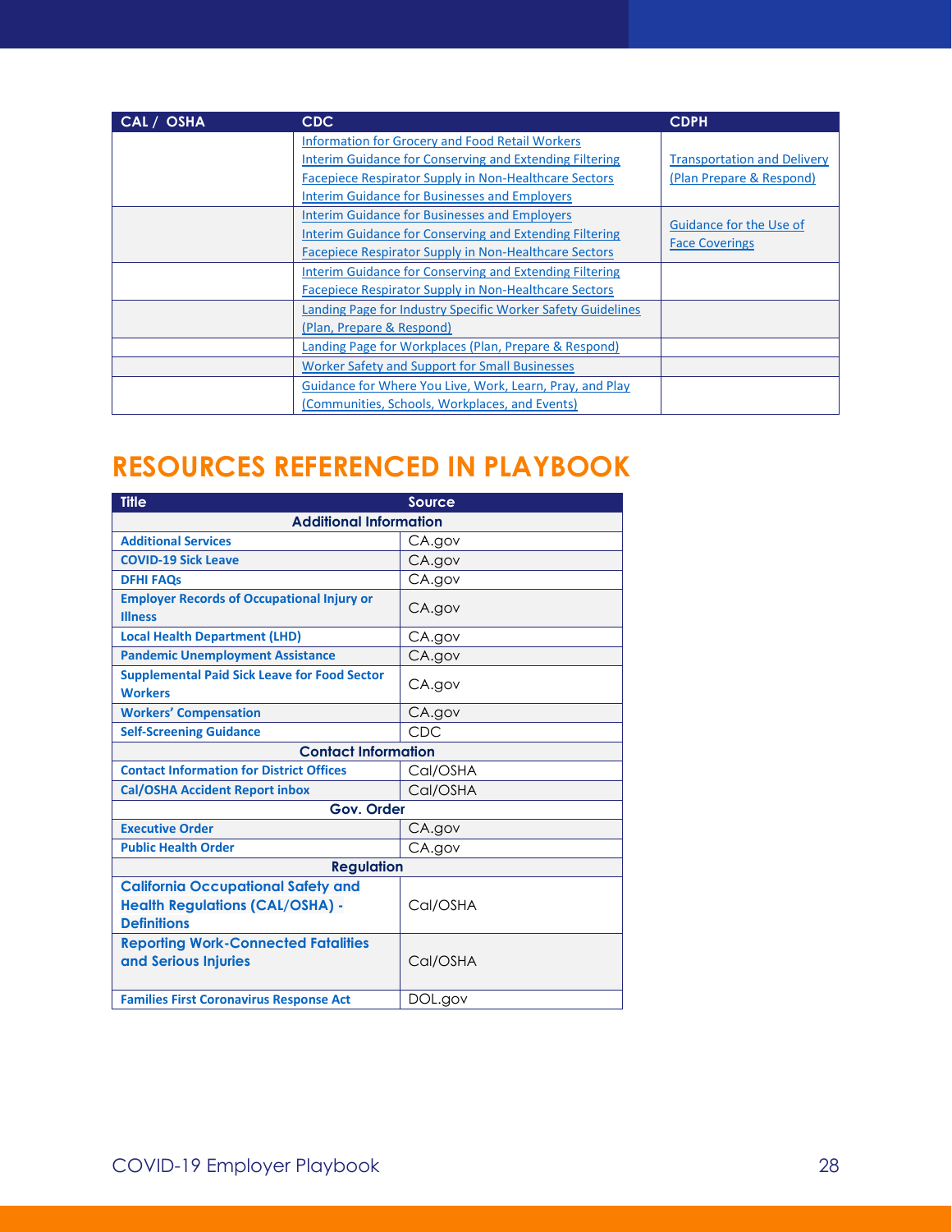| CAL / OSHA | CDC | CDPH |
|---|---|---|
| | Information for Grocery and Food Retail Workers<br>Interim Guidance for Conserving and Extending Filtering Facepiece Respirator Supply in Non-Healthcare Sectors<br>Interim Guidance for Businesses and Employers | Transportation and Delivery (Plan Prepare & Respond) |
| | Interim Guidance for Businesses and Employers<br>Interim Guidance for Conserving and Extending Filtering Facepiece Respirator Supply in Non-Healthcare Sectors | Guidance for the Use of Face Coverings |
| | Interim Guidance for Conserving and Extending Filtering Facepiece Respirator Supply in Non-Healthcare Sectors | |
| | Landing Page for Industry Specific Worker Safety Guidelines (Plan, Prepare & Respond) | |
| | Landing Page for Workplaces (Plan, Prepare & Respond) | |
| | Worker Safety and Support for Small Businesses | |
| | Guidance for Where You Live, Work, Learn, Pray, and Play (Communities, Schools, Workplaces, and Events) | |

# RESOURCES REFERENCED IN PLAYBOOK

| Title | Source |
|---|---|
| **Additional Information** | |
| **Additional Services** | CA.gov |
| **COVID-19 Sick Leave** | CA.gov |
| **DFHI FAQs** | CA.gov |
| **Employer Records of Occupational Injury or Illness** | CA.gov |
| **Local Health Department (LHD)** | CA.gov |
| **Pandemic Unemployment Assistance** | CA.gov |
| **Supplemental Paid Sick Leave for Food Sector Workers** | CA.gov |
| **Workers' Compensation** | CA.gov |
| **Self-Screening Guidance** | CDC |
| **Contact Information** | |
| **Contact Information for District Offices** | Cal/OSHA |
| **Cal/OSHA Accident Report inbox** | Cal/OSHA |
| **Gov. Order** | |
| **Executive Order** | CA.gov |
| **Public Health Order** | CA.gov |
| **Regulation** | |
| **California Occupational Safety and Health Regulations (CAL/OSHA) - Definitions** | Cal/OSHA |
| **Reporting Work-Connected Fatalities and Serious Injuries** | Cal/OSHA |
| **Families First Coronavirus Response Act** | DOL.gov |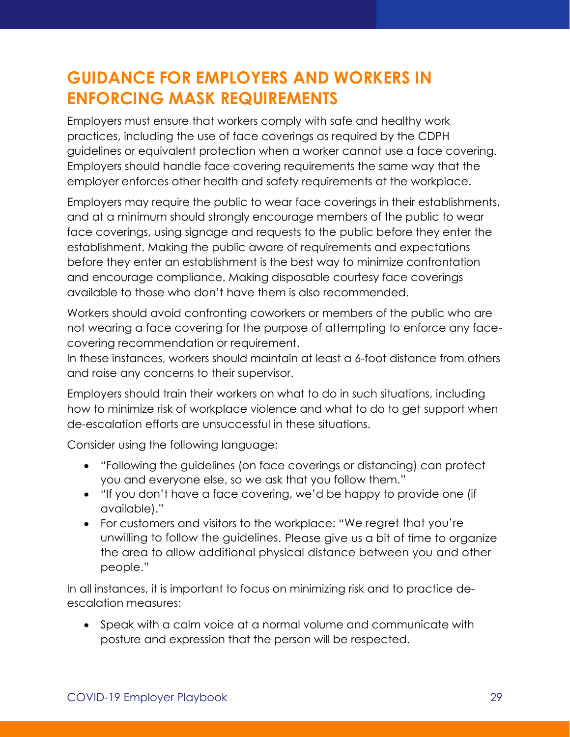# GUIDANCE FOR EMPLOYERS AND WORKERS IN ENFORCING MASK REQUIREMENTS

Employers must ensure that workers comply with safe and healthy work practices, including the use of face coverings as required by the CDPH guidelines or equivalent protection when a worker cannot use a face covering. Employers should handle face covering requirements the same way that the employer enforces other health and safety requirements at the workplace.

Employers may require the public to wear face coverings in their establishments, and at a minimum should strongly encourage members of the public to wear face coverings, using signage and requests to the public before they enter the establishment. Making the public aware of requirements and expectations before they enter an establishment is the best way to minimize confrontation and encourage compliance. Making disposable courtesy face coverings available to those who don't have them is also recommended.

Workers should avoid confronting coworkers or members of the public who are not wearing a face covering for the purpose of attempting to enforce any face-covering recommendation or requirement.
In these instances, workers should maintain at least a 6-foot distance from others and raise any concerns to their supervisor.

Employers should train their workers on what to do in such situations, including how to minimize risk of workplace violence and what to do to get support when de-escalation efforts are unsuccessful in these situations.

Consider using the following language:

- "Following the guidelines (on face coverings or distancing) can protect you and everyone else, so we ask that you follow them."
- "If you don't have a face covering, we'd be happy to provide one (if available)."
- For customers and visitors to the workplace: "We regret that you're unwilling to follow the guidelines. Please give us a bit of time to organize the area to allow additional physical distance between you and other people."

In all instances, it is important to focus on minimizing risk and to practice de-escalation measures:

- Speak with a calm voice at a normal volume and communicate with posture and expression that the person will be respected.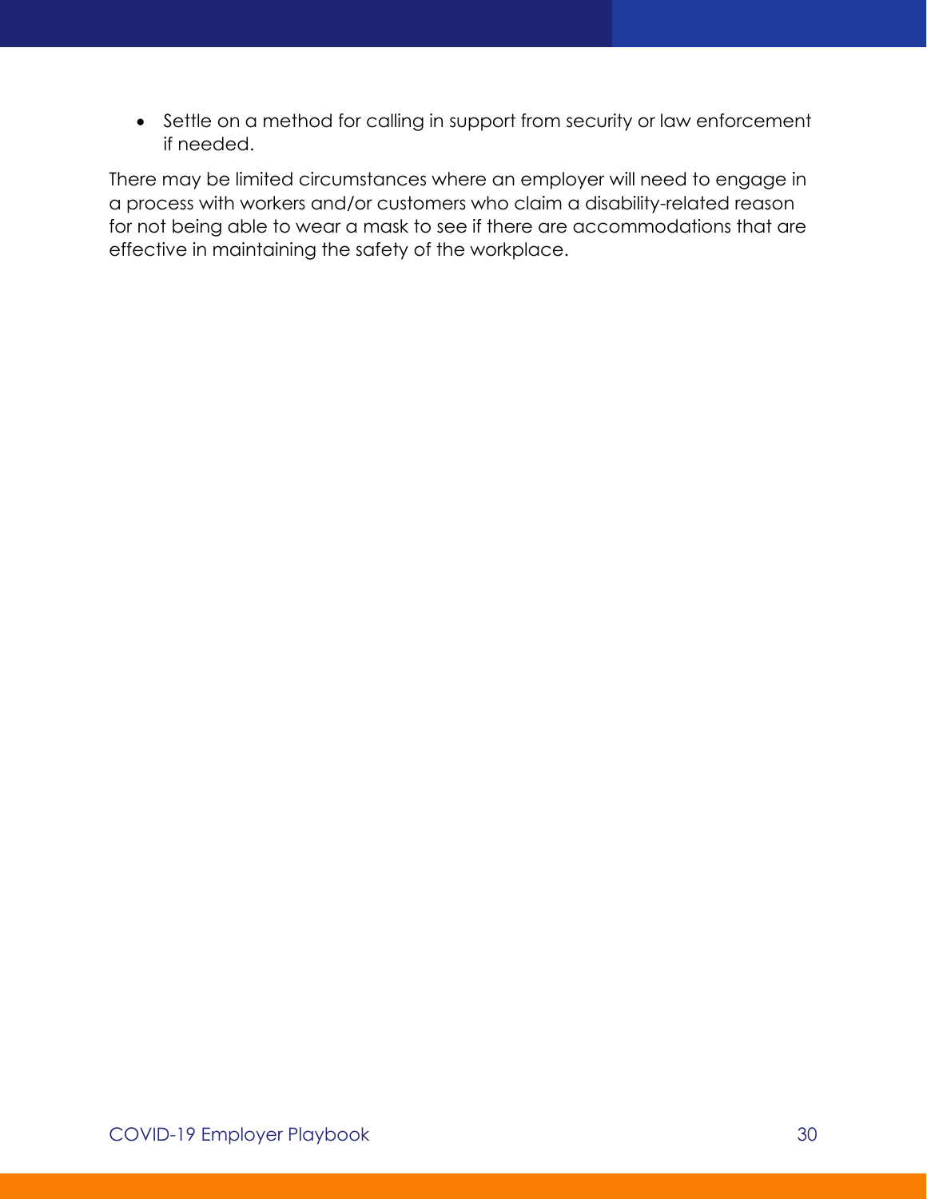- Settle on a method for calling in support from security or law enforcement if needed.

There may be limited circumstances where an employer will need to engage in a process with workers and/or customers who claim a disability-related reason for not being able to wear a mask to see if there are accommodations that are effective in maintaining the safety of the workplace.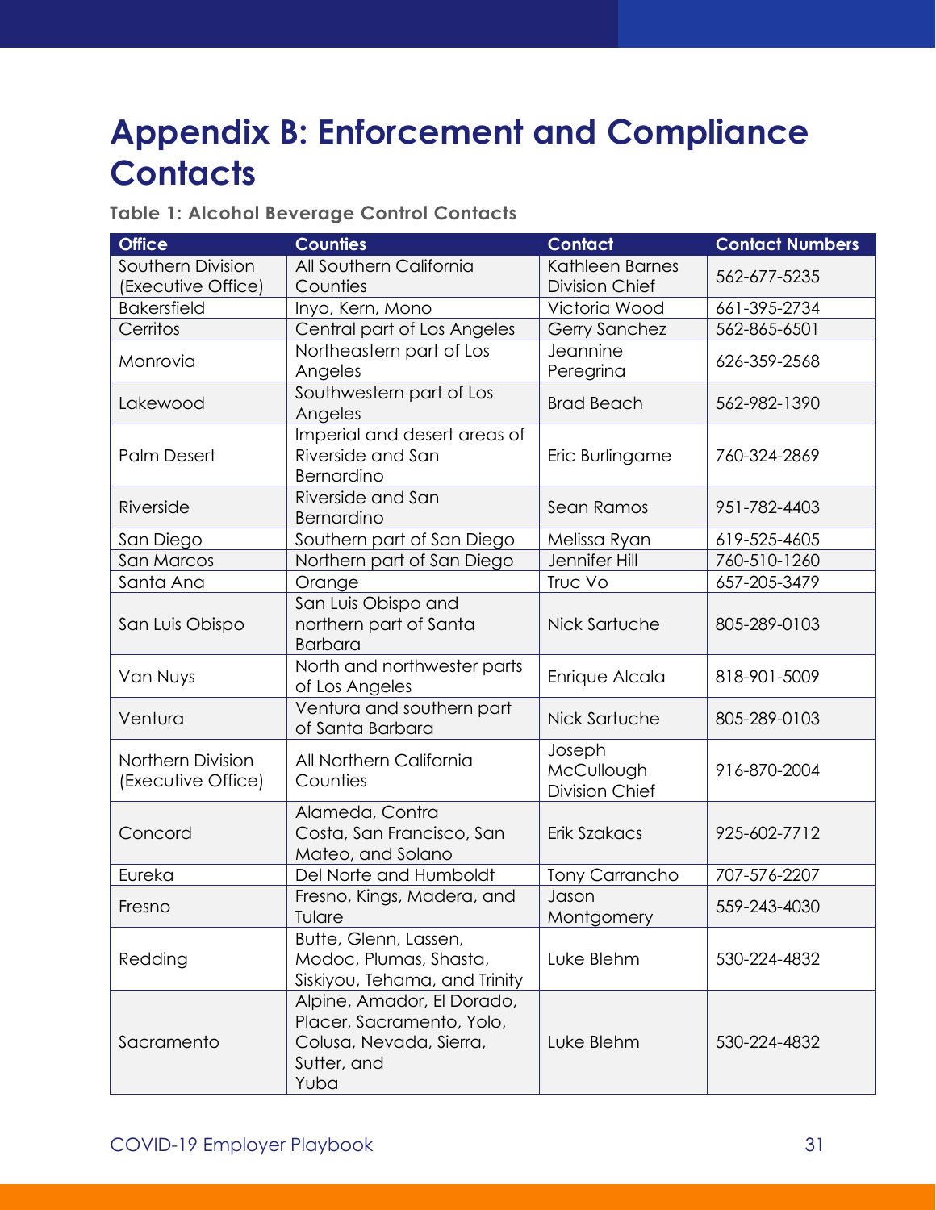# Appendix B: Enforcement and Compliance Contacts

**Table 1: Alcohol Beverage Control Contacts**

| Office | Counties | Contact | Contact Numbers |
|---|---|---|---|
| Southern Division (Executive Office) | All Southern California Counties | Kathleen Barnes Division Chief | 562-677-5235 |
| Bakersfield | Inyo, Kern, Mono | Victoria Wood | 661-395-2734 |
| Cerritos | Central part of Los Angeles | Gerry Sanchez | 562-865-6501 |
| Monrovia | Northeastern part of Los Angeles | Jeannine Peregrina | 626-359-2568 |
| Lakewood | Southwestern part of Los Angeles | Brad Beach | 562-982-1390 |
| Palm Desert | Imperial and desert areas of Riverside and San Bernardino | Eric Burlingame | 760-324-2869 |
| Riverside | Riverside and San Bernardino | Sean Ramos | 951-782-4403 |
| San Diego | Southern part of San Diego | Melissa Ryan | 619-525-4605 |
| San Marcos | Northern part of San Diego | Jennifer Hill | 760-510-1260 |
| Santa Ana | Orange | Truc Vo | 657-205-3479 |
| San Luis Obispo | San Luis Obispo and northern part of Santa Barbara | Nick Sartuche | 805-289-0103 |
| Van Nuys | North and northwester parts of Los Angeles | Enrique Alcala | 818-901-5009 |
| Ventura | Ventura and southern part of Santa Barbara | Nick Sartuche | 805-289-0103 |
| Northern Division (Executive Office) | All Northern California Counties | Joseph McCullough Division Chief | 916-870-2004 |
| Concord | Alameda, Contra Costa, San Francisco, San Mateo, and Solano | Erik Szakacs | 925-602-7712 |
| Eureka | Del Norte and Humboldt | Tony Carrancho | 707-576-2207 |
| Fresno | Fresno, Kings, Madera, and Tulare | Jason Montgomery | 559-243-4030 |
| Redding | Butte, Glenn, Lassen, Modoc, Plumas, Shasta, Siskiyou, Tehama, and Trinity | Luke Blehm | 530-224-4832 |
| Sacramento | Alpine, Amador, El Dorado, Placer, Sacramento, Yolo, Colusa, Nevada, Sierra, Sutter, and Yuba | Luke Blehm | 530-224-4832 |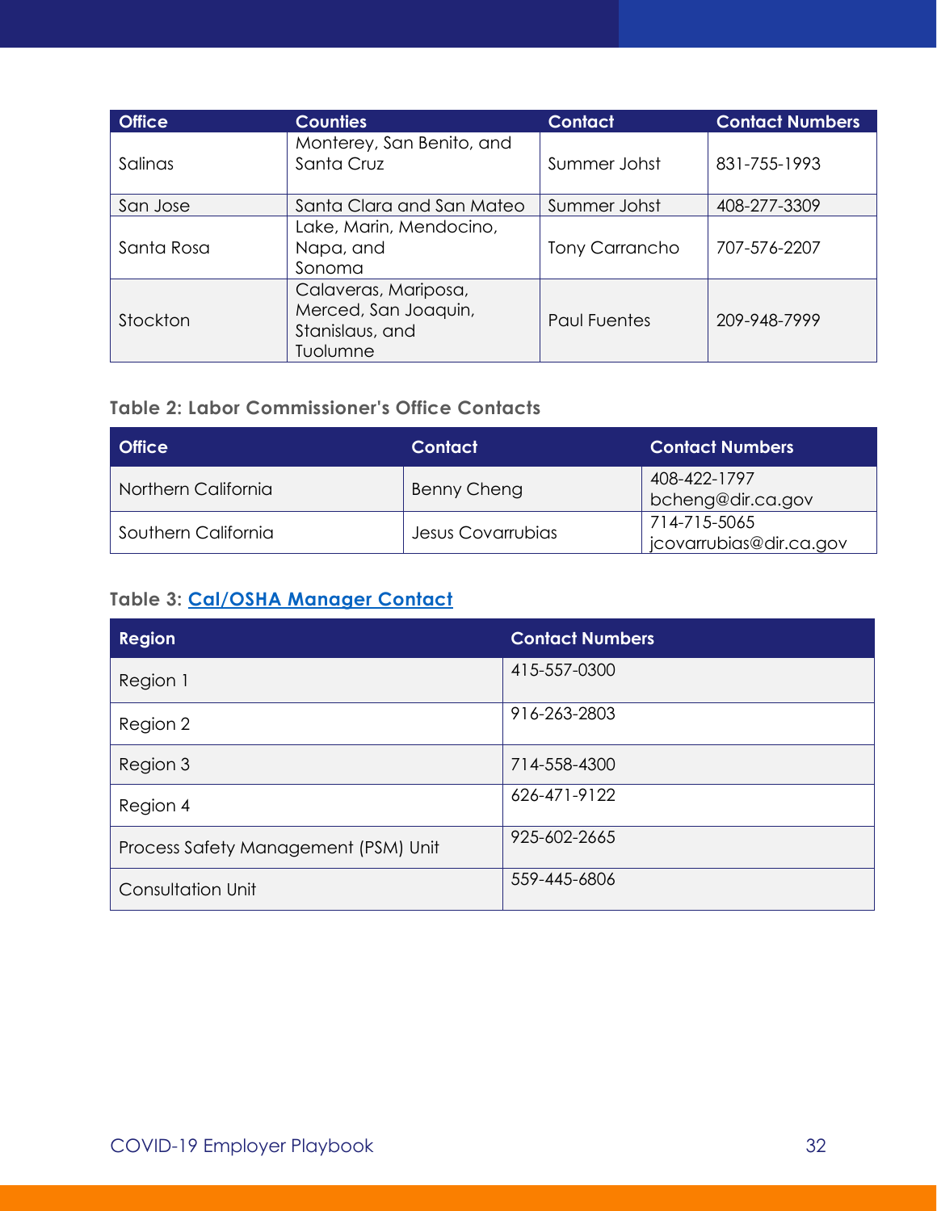| Office | Counties | Contact | Contact Numbers |
|---|---|---|---|
| Salinas | Monterey, San Benito, and Santa Cruz | Summer Johst | 831-755-1993 |
| San Jose | Santa Clara and San Mateo | Summer Johst | 408-277-3309 |
| Santa Rosa | Lake, Marin, Mendocino, Napa, and Sonoma | Tony Carrancho | 707-576-2207 |
| Stockton | Calaveras, Mariposa, Merced, San Joaquin, Stanislaus, and Tuolumne | Paul Fuentes | 209-948-7999 |

### Table 2: Labor Commissioner's Office Contacts

| Office | Contact | Contact Numbers |
|---|---|---|
| Northern California | Benny Cheng | 408-422-1797 bcheng@dir.ca.gov |
| Southern California | Jesus Covarrubias | 714-715-5065 jcovarrubias@dir.ca.gov |

### Table 3: Cal/OSHA Manager Contact

| Region | Contact Numbers |
|---|---|
| Region 1 | 415-557-0300 |
| Region 2 | 916-263-2803 |
| Region 3 | 714-558-4300 |
| Region 4 | 626-471-9122 |
| Process Safety Management (PSM) Unit | 925-602-2665 |
| Consultation Unit | 559-445-6806 |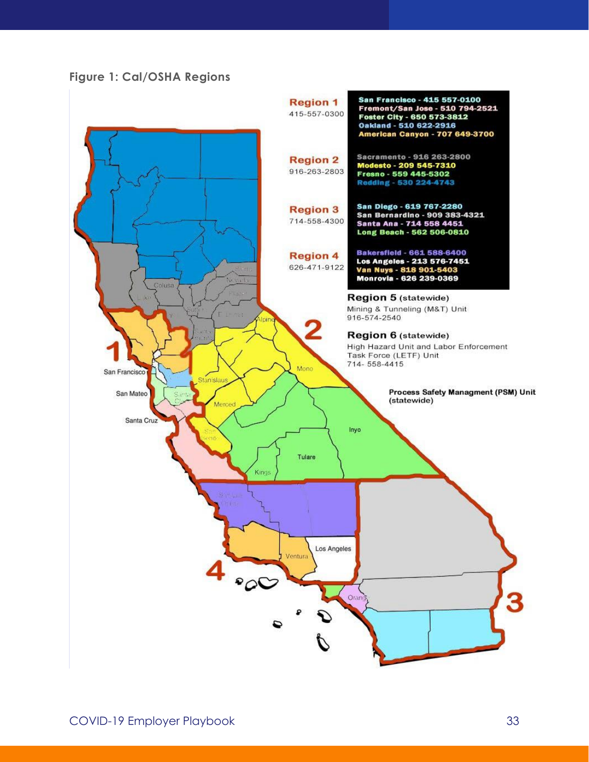**Figure 1: Cal/OSHA Regions**

**Region 1**
415-557-0300

- San Francisco - 415 557-0100
- Fremont/San Jose - 510 794-2521
- Foster City - 650 573-3812
- Oakland - 510 622-2916
- American Canyon - 707 649-3700

**Region 2**
916-263-2803

- Sacramento - 916 263-2800
- Modesto - 209 545-7310
- Fresno - 559 445-5302
- Redding - 530 224-4743

**Region 3**
714-558-4300

- San Diego - 619 767-2280
- San Bernardino - 909 383-4321
- Santa Ana - 714 558 4451
- Long Beach - 562 506-0810

**Region 4**
626-471-9122

- Bakersfield - 661 588-6400
- Los Angeles - 213 576-7451
- Van Nuys - 818 901-5403
- Monrovia - 626 239-0369

**Region 5** (statewide)
Mining & Tunneling (M&T) Unit
916-574-2540

**Region 6** (statewide)
High Hazard Unit and Labor Enforcement Task Force (LETF) Unit
714- 558-4415

**Process Safety Managment (PSM) Unit** (statewide)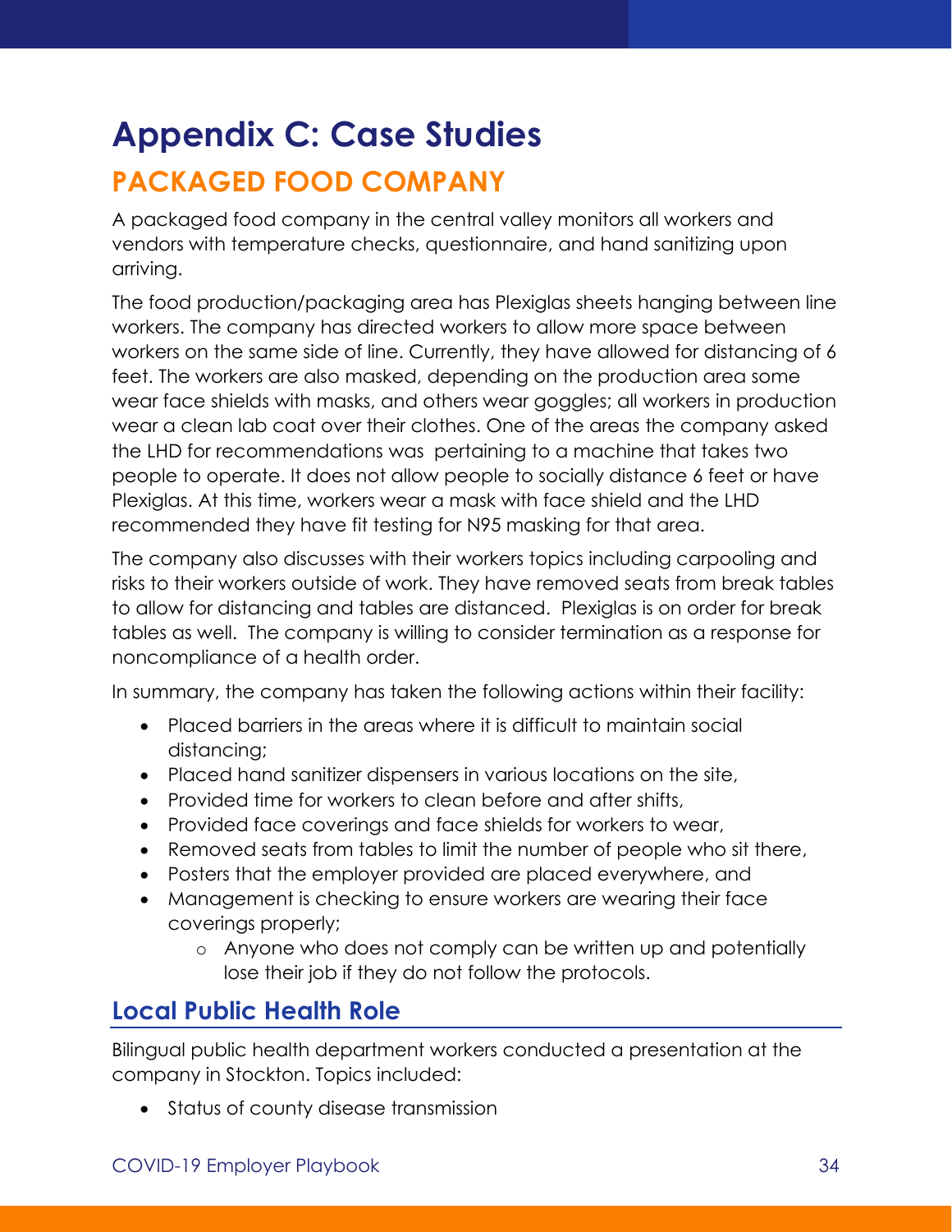# Appendix C: Case Studies

## PACKAGED FOOD COMPANY

A packaged food company in the central valley monitors all workers and vendors with temperature checks, questionnaire, and hand sanitizing upon arriving.

The food production/packaging area has Plexiglas sheets hanging between line workers. The company has directed workers to allow more space between workers on the same side of line. Currently, they have allowed for distancing of 6 feet. The workers are also masked, depending on the production area some wear face shields with masks, and others wear goggles; all workers in production wear a clean lab coat over their clothes. One of the areas the company asked the LHD for recommendations was pertaining to a machine that takes two people to operate. It does not allow people to socially distance 6 feet or have Plexiglas. At this time, workers wear a mask with face shield and the LHD recommended they have fit testing for N95 masking for that area.

The company also discusses with their workers topics including carpooling and risks to their workers outside of work. They have removed seats from break tables to allow for distancing and tables are distanced. Plexiglas is on order for break tables as well. The company is willing to consider termination as a response for noncompliance of a health order.

In summary, the company has taken the following actions within their facility:

- Placed barriers in the areas where it is difficult to maintain social distancing;
- Placed hand sanitizer dispensers in various locations on the site,
- Provided time for workers to clean before and after shifts,
- Provided face coverings and face shields for workers to wear,
- Removed seats from tables to limit the number of people who sit there,
- Posters that the employer provided are placed everywhere, and
- Management is checking to ensure workers are wearing their face coverings properly;
  - Anyone who does not comply can be written up and potentially lose their job if they do not follow the protocols.

### Local Public Health Role

Bilingual public health department workers conducted a presentation at the company in Stockton. Topics included:

- Status of county disease transmission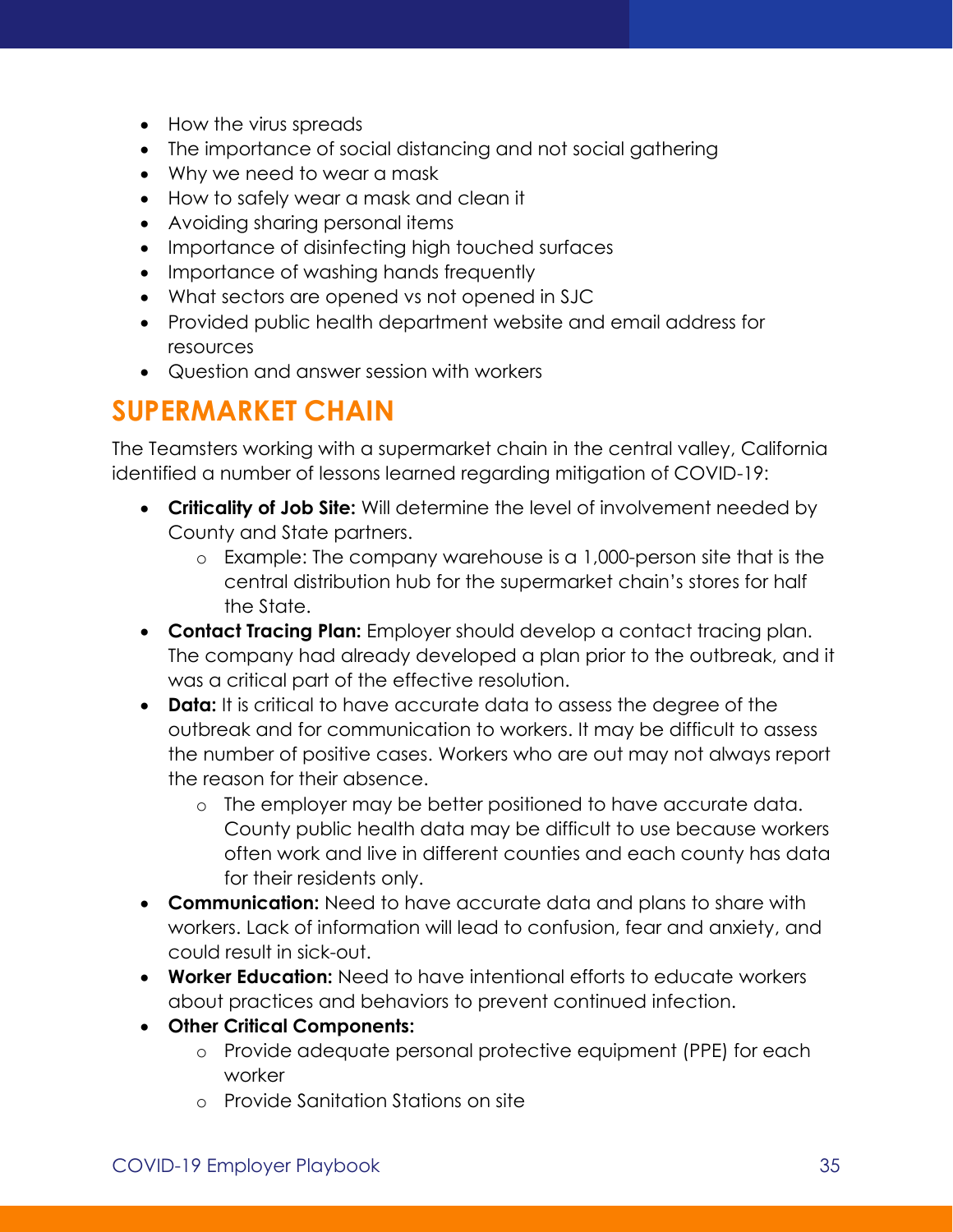- How the virus spreads
- The importance of social distancing and not social gathering
- Why we need to wear a mask
- How to safely wear a mask and clean it
- Avoiding sharing personal items
- Importance of disinfecting high touched surfaces
- Importance of washing hands frequently
- What sectors are opened vs not opened in SJC
- Provided public health department website and email address for resources
- Question and answer session with workers

## SUPERMARKET CHAIN

The Teamsters working with a supermarket chain in the central valley, California identified a number of lessons learned regarding mitigation of COVID-19:

- **Criticality of Job Site:** Will determine the level of involvement needed by County and State partners.
  - Example: The company warehouse is a 1,000-person site that is the central distribution hub for the supermarket chain's stores for half the State.
- **Contact Tracing Plan:** Employer should develop a contact tracing plan. The company had already developed a plan prior to the outbreak, and it was a critical part of the effective resolution.
- **Data:** It is critical to have accurate data to assess the degree of the outbreak and for communication to workers. It may be difficult to assess the number of positive cases. Workers who are out may not always report the reason for their absence.
  - The employer may be better positioned to have accurate data. County public health data may be difficult to use because workers often work and live in different counties and each county has data for their residents only.
- **Communication:** Need to have accurate data and plans to share with workers. Lack of information will lead to confusion, fear and anxiety, and could result in sick-out.
- **Worker Education:** Need to have intentional efforts to educate workers about practices and behaviors to prevent continued infection.
- **Other Critical Components:**
  - Provide adequate personal protective equipment (PPE) for each worker
  - Provide Sanitation Stations on site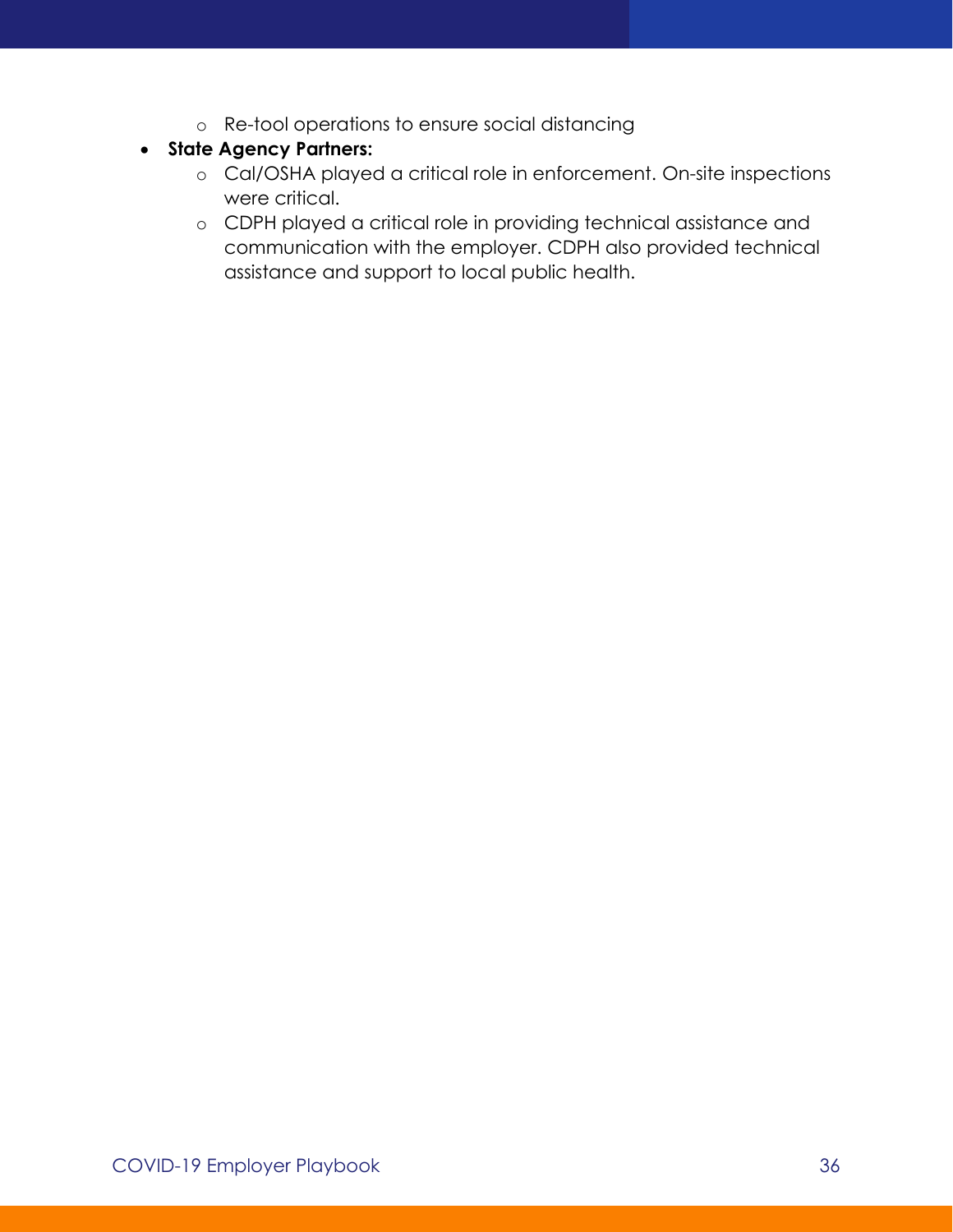- Re-tool operations to ensure social distancing
- **State Agency Partners:**
  - Cal/OSHA played a critical role in enforcement. On-site inspections were critical.
  - CDPH played a critical role in providing technical assistance and communication with the employer. CDPH also provided technical assistance and support to local public health.